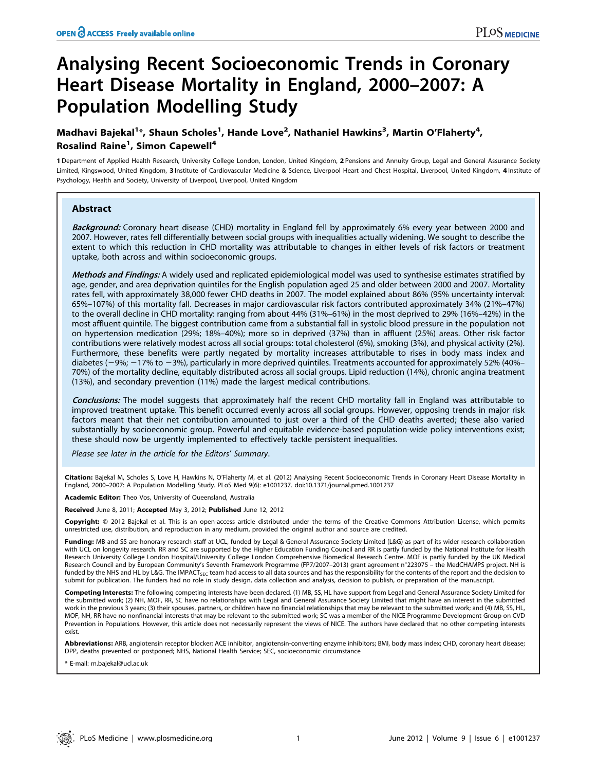# Analysing Recent Socioeconomic Trends in Coronary Heart Disease Mortality in England, 2000–2007: A Population Modelling Study

**Madhavi Bajekal[1]*, Shaun Scholes[1], Hande Love[2], Nathaniel Hawkins[3], Martin O'Flaherty[4], Rosalind Raine[1], Simon Capewell[4]**

1 Department of Applied Health Research, University College London, London, United Kingdom, 2 Pensions and Annuity Group, Legal and General Assurance Society Limited, Kingswood, United Kingdom, 3 Institute of Cardiovascular Medicine & Science, Liverpool Heart and Chest Hospital, Liverpool, United Kingdom, 4 Institute of Psychology, Health and Society, University of Liverpool, Liverpool, United Kingdom

## Abstract

***Background:*** Coronary heart disease (CHD) mortality in England fell by approximately 6% every year between 2000 and 2007. However, rates fell differentially between social groups with inequalities actually widening. We sought to describe the extent to which this reduction in CHD mortality was attributable to changes in either levels of risk factors or treatment uptake, both across and within socioeconomic groups.

***Methods and Findings:*** A widely used and replicated epidemiological model was used to synthesise estimates stratified by age, gender, and area deprivation quintiles for the English population aged 25 and older between 2000 and 2007. Mortality rates fell, with approximately 38,000 fewer CHD deaths in 2007. The model explained about 86% (95% uncertainty interval: 65%–107%) of this mortality fall. Decreases in major cardiovascular risk factors contributed approximately 34% (21%–47%) to the overall decline in CHD mortality: ranging from about 44% (31%–61%) in the most deprived to 29% (16%–42%) in the most affluent quintile. The biggest contribution came from a substantial fall in systolic blood pressure in the population not on hypertension medication (29%; 18%–40%); more so in deprived (37%) than in affluent (25%) areas. Other risk factor contributions were relatively modest across all social groups: total cholesterol (6%), smoking (3%), and physical activity (2%). Furthermore, these benefits were partly negated by mortality increases attributable to rises in body mass index and diabetes (−9%; −17% to −3%), particularly in more deprived quintiles. Treatments accounted for approximately 52% (40%–70%) of the mortality decline, equitably distributed across all social groups. Lipid reduction (14%), chronic angina treatment (13%), and secondary prevention (11%) made the largest medical contributions.

***Conclusions:*** The model suggests that approximately half the recent CHD mortality fall in England was attributable to improved treatment uptake. This benefit occurred evenly across all social groups. However, opposing trends in major risk factors meant that their net contribution amounted to just over a third of the CHD deaths averted; these also varied substantially by socioeconomic group. Powerful and equitable evidence-based population-wide policy interventions exist; these should now be urgently implemented to effectively tackle persistent inequalities.

*Please see later in the article for the Editors' Summary.*

**Citation:** Bajekal M, Scholes S, Love H, Hawkins N, O'Flaherty M, et al. (2012) Analysing Recent Socioeconomic Trends in Coronary Heart Disease Mortality in England, 2000–2007: A Population Modelling Study. PLoS Med 9(6): e1001237. doi:10.1371/journal.pmed.1001237

**Academic Editor:** Theo Vos, University of Queensland, Australia

**Received** June 8, 2011; **Accepted** May 3, 2012; **Published** June 12, 2012

**Copyright:** © 2012 Bajekal et al. This is an open-access article distributed under the terms of the Creative Commons Attribution License, which permits unrestricted use, distribution, and reproduction in any medium, provided the original author and source are credited.

**Funding:** MB and SS are honorary research staff at UCL, funded by Legal & General Assurance Society Limited (L&G) as part of its wider research collaboration with UCL on longevity research. RR and SC are supported by the Higher Education Funding Council and RR is partly funded by the National Institute for Health Research University College London Hospital/University College London Comprehensive Biomedical Research Centre. MOF is partly funded by the UK Medical Research Council and by European Community's Seventh Framework Programme (FP7/2007–2013) grant agreement n°223075 – the MedCHAMPS project. NH is funded by the NHS and HL by L&G. The IMPACT$_{SEC}$ team had access to all data sources and has the responsibility for the contents of the report and the decision to submit for publication. The funders had no role in study design, data collection and analysis, decision to publish, or preparation of the manuscript.

**Competing Interests:** The following competing interests have been declared. (1) MB, SS, HL have support from Legal and General Assurance Society Limited for the submitted work; (2) NH, MOF, RR, SC have no relationships with Legal and General Assurance Society Limited that might have an interest in the submitted work in the previous 3 years; (3) their spouses, partners, or children have no financial relationships that may be relevant to the submitted work; and (4) MB, SS, HL, MOF, NH, RR have no nonfinancial interests that may be relevant to the submitted work; SC was a member of the NICE Programme Development Group on CVD Prevention in Populations. However, this article does not necessarily represent the views of NICE. The authors have declared that no other competing interests exist.

**Abbreviations:** ARB, angiotensin receptor blocker; ACE inhibitor, angiotensin-converting enzyme inhibitors; BMI, body mass index; CHD, coronary heart disease; DPP, deaths prevented or postponed; NHS, National Health Service; SEC, socioeconomic circumstance

\* E-mail: m.bajekal@ucl.ac.uk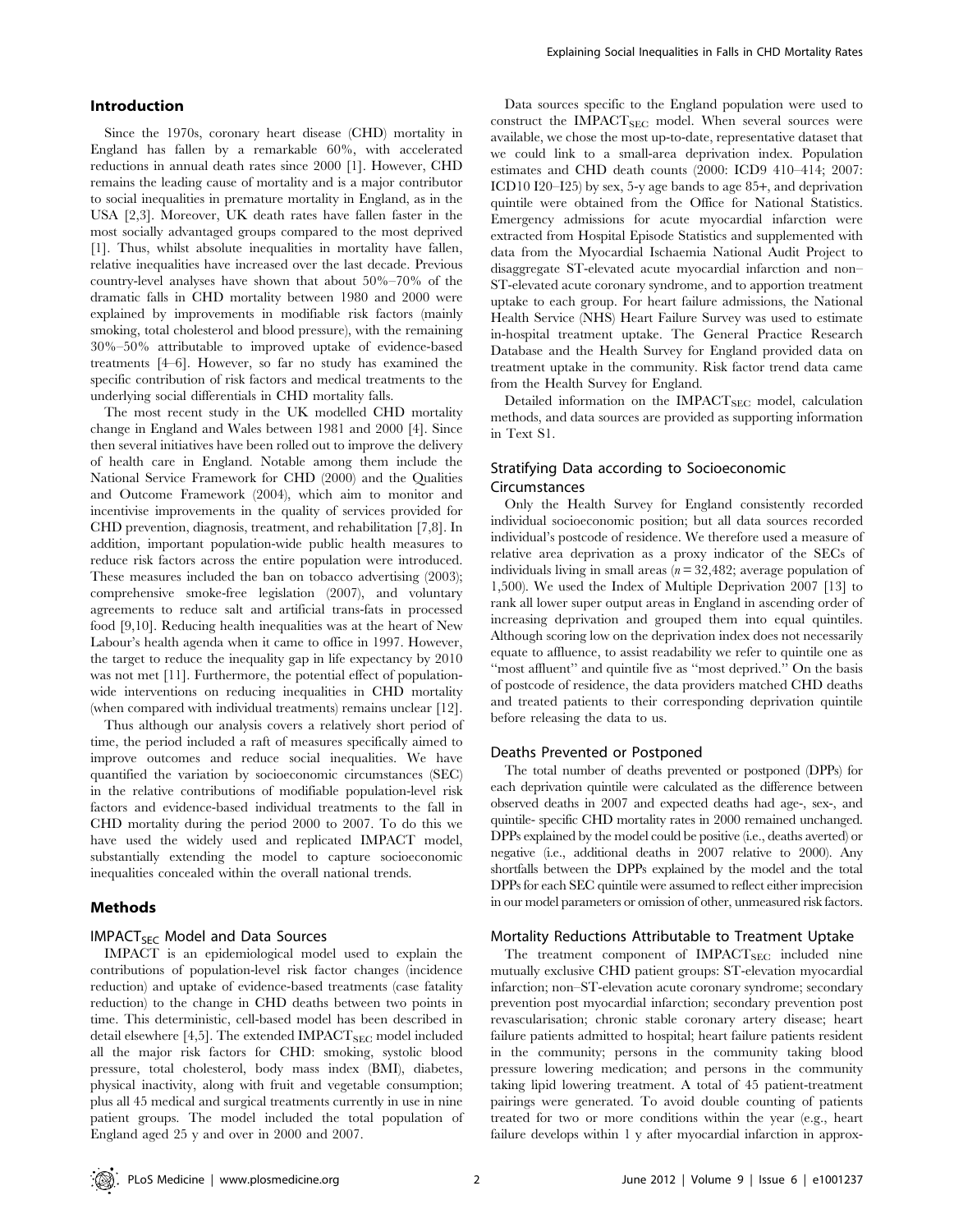## Introduction

Since the 1970s, coronary heart disease (CHD) mortality in England has fallen by a remarkable 60%, with accelerated reductions in annual death rates since 2000 [1]. However, CHD remains the leading cause of mortality and is a major contributor to social inequalities in premature mortality in England, as in the USA [2,3]. Moreover, UK death rates have fallen faster in the most socially advantaged groups compared to the most deprived [1]. Thus, whilst absolute inequalities in mortality have fallen, relative inequalities have increased over the last decade. Previous country-level analyses have shown that about 50%–70% of the dramatic falls in CHD mortality between 1980 and 2000 were explained by improvements in modifiable risk factors (mainly smoking, total cholesterol and blood pressure), with the remaining 30%–50% attributable to improved uptake of evidence-based treatments [4–6]. However, so far no study has examined the specific contribution of risk factors and medical treatments to the underlying social differentials in CHD mortality falls.

The most recent study in the UK modelled CHD mortality change in England and Wales between 1981 and 2000 [4]. Since then several initiatives have been rolled out to improve the delivery of health care in England. Notable among them include the National Service Framework for CHD (2000) and the Qualities and Outcome Framework (2004), which aim to monitor and incentivise improvements in the quality of services provided for CHD prevention, diagnosis, treatment, and rehabilitation [7,8]. In addition, important population-wide public health measures to reduce risk factors across the entire population were introduced. These measures included the ban on tobacco advertising (2003); comprehensive smoke-free legislation (2007), and voluntary agreements to reduce salt and artificial trans-fats in processed food [9,10]. Reducing health inequalities was at the heart of New Labour's health agenda when it came to office in 1997. However, the target to reduce the inequality gap in life expectancy by 2010 was not met [11]. Furthermore, the potential effect of population-wide interventions on reducing inequalities in CHD mortality (when compared with individual treatments) remains unclear [12].

Thus although our analysis covers a relatively short period of time, the period included a raft of measures specifically aimed to improve outcomes and reduce social inequalities. We have quantified the variation by socioeconomic circumstances (SEC) in the relative contributions of modifiable population-level risk factors and evidence-based individual treatments to the fall in CHD mortality during the period 2000 to 2007. To do this we have used the widely used and replicated IMPACT model, substantially extending the model to capture socioeconomic inequalities concealed within the overall national trends.

## Methods

### $\text{IMPACT}_{\text{SEC}}$ Model and Data Sources

IMPACT is an epidemiological model used to explain the contributions of population-level risk factor changes (incidence reduction) and uptake of evidence-based treatments (case fatality reduction) to the change in CHD deaths between two points in time. This deterministic, cell-based model has been described in detail elsewhere [4,5]. The extended $\text{IMPACT}_{\text{SEC}}$ model included all the major risk factors for CHD: smoking, systolic blood pressure, total cholesterol, body mass index (BMI), diabetes, physical inactivity, along with fruit and vegetable consumption; plus all 45 medical and surgical treatments currently in use in nine patient groups. The model included the total population of England aged 25 y and over in 2000 and 2007.

Data sources specific to the England population were used to construct the $\text{IMPACT}_{\text{SEC}}$ model. When several sources were available, we chose the most up-to-date, representative dataset that we could link to a small-area deprivation index. Population estimates and CHD death counts (2000: ICD9 410–414; 2007: ICD10 I20–I25) by sex, 5-y age bands to age 85+, and deprivation quintile were obtained from the Office for National Statistics. Emergency admissions for acute myocardial infarction were extracted from Hospital Episode Statistics and supplemented with data from the Myocardial Ischaemia National Audit Project to disaggregate ST-elevated acute myocardial infarction and non–ST-elevated acute coronary syndrome, and to apportion treatment uptake to each group. For heart failure admissions, the National Health Service (NHS) Heart Failure Survey was used to estimate in-hospital treatment uptake. The General Practice Research Database and the Health Survey for England provided data on treatment uptake in the community. Risk factor trend data came from the Health Survey for England.

Detailed information on the $\text{IMPACT}_{\text{SEC}}$ model, calculation methods, and data sources are provided as supporting information in Text S1.

### Stratifying Data according to Socioeconomic Circumstances

Only the Health Survey for England consistently recorded individual socioeconomic position; but all data sources recorded individual's postcode of residence. We therefore used a measure of relative area deprivation as a proxy indicator of the SECs of individuals living in small areas ($n = 32{,}482$; average population of 1,500). We used the Index of Multiple Deprivation 2007 [13] to rank all lower super output areas in England in ascending order of increasing deprivation and grouped them into equal quintiles. Although scoring low on the deprivation index does not necessarily equate to affluence, to assist readability we refer to quintile one as "most affluent" and quintile five as "most deprived." On the basis of postcode of residence, the data providers matched CHD deaths and treated patients to their corresponding deprivation quintile before releasing the data to us.

### Deaths Prevented or Postponed

The total number of deaths prevented or postponed (DPPs) for each deprivation quintile were calculated as the difference between observed deaths in 2007 and expected deaths had age-, sex-, and quintile- specific CHD mortality rates in 2000 remained unchanged. DPPs explained by the model could be positive (i.e., deaths averted) or negative (i.e., additional deaths in 2007 relative to 2000). Any shortfalls between the DPPs explained by the model and the total DPPs for each SEC quintile were assumed to reflect either imprecision in our model parameters or omission of other, unmeasured risk factors.

### Mortality Reductions Attributable to Treatment Uptake

The treatment component of $\text{IMPACT}_{\text{SEC}}$ included nine mutually exclusive CHD patient groups: ST-elevation myocardial infarction; non–ST-elevation acute coronary syndrome; secondary prevention post myocardial infarction; secondary prevention post revascularisation; chronic stable coronary artery disease; heart failure patients admitted to hospital; heart failure patients resident in the community; persons in the community taking blood pressure lowering medication; and persons in the community taking lipid lowering treatment. A total of 45 patient-treatment pairings were generated. To avoid double counting of patients treated for two or more conditions within the year (e.g., heart failure develops within 1 y after myocardial infarction in approx-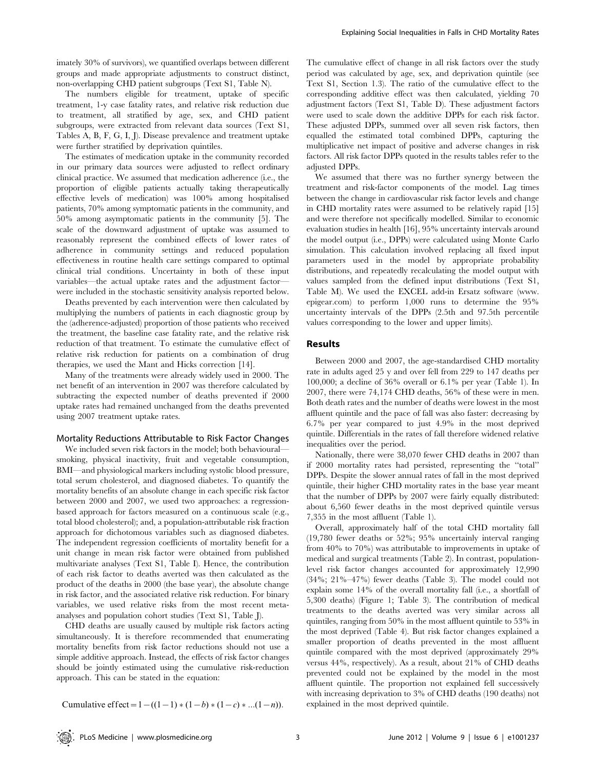imately 30% of survivors), we quantified overlaps between different groups and made appropriate adjustments to construct distinct, non-overlapping CHD patient subgroups (Text S1, Table N).

The numbers eligible for treatment, uptake of specific treatment, 1-y case fatality rates, and relative risk reduction due to treatment, all stratified by age, sex, and CHD patient subgroups, were extracted from relevant data sources (Text S1, Tables A, B, F, G, I, J). Disease prevalence and treatment uptake were further stratified by deprivation quintiles.

The estimates of medication uptake in the community recorded in our primary data sources were adjusted to reflect ordinary clinical practice. We assumed that medication adherence (i.e., the proportion of eligible patients actually taking therapeutically effective levels of medication) was 100% among hospitalised patients, 70% among symptomatic patients in the community, and 50% among asymptomatic patients in the community [5]. The scale of the downward adjustment of uptake was assumed to reasonably represent the combined effects of lower rates of adherence in community settings and reduced population effectiveness in routine health care settings compared to optimal clinical trial conditions. Uncertainty in both of these input variables—the actual uptake rates and the adjustment factor—were included in the stochastic sensitivity analysis reported below.

Deaths prevented by each intervention were then calculated by multiplying the numbers of patients in each diagnostic group by the (adherence-adjusted) proportion of those patients who received the treatment, the baseline case fatality rate, and the relative risk reduction of that treatment. To estimate the cumulative effect of relative risk reduction for patients on a combination of drug therapies, we used the Mant and Hicks correction [14].

Many of the treatments were already widely used in 2000. The net benefit of an intervention in 2007 was therefore calculated by subtracting the expected number of deaths prevented if 2000 uptake rates had remained unchanged from the deaths prevented using 2007 treatment uptake rates.

### Mortality Reductions Attributable to Risk Factor Changes

We included seven risk factors in the model; both behavioural—smoking, physical inactivity, fruit and vegetable consumption, BMI—and physiological markers including systolic blood pressure, total serum cholesterol, and diagnosed diabetes. To quantify the mortality benefits of an absolute change in each specific risk factor between 2000 and 2007, we used two approaches: a regression-based approach for factors measured on a continuous scale (e.g., total blood cholesterol); and, a population-attributable risk fraction approach for dichotomous variables such as diagnosed diabetes. The independent regression coefficients of mortality benefit for a unit change in mean risk factor were obtained from published multivariate analyses (Text S1, Table I). Hence, the contribution of each risk factor to deaths averted was then calculated as the product of the deaths in 2000 (the base year), the absolute change in risk factor, and the associated relative risk reduction. For binary variables, we used relative risks from the most recent meta-analyses and population cohort studies (Text S1, Table J).

CHD deaths are usually caused by multiple risk factors acting simultaneously. It is therefore recommended that enumerating mortality benefits from risk factor reductions should not use a simple additive approach. Instead, the effects of risk factor changes should be jointly estimated using the cumulative risk-reduction approach. This can be stated in the equation:

$$\text{Cumulative effect} = 1-((1-1)*(1-b)*(1-c)*...(1-n)).$$

The cumulative effect of change in all risk factors over the study period was calculated by age, sex, and deprivation quintile (see Text S1, Section 1.3). The ratio of the cumulative effect to the corresponding additive effect was then calculated, yielding 70 adjustment factors (Text S1, Table D). These adjustment factors were used to scale down the additive DPPs for each risk factor. These adjusted DPPs, summed over all seven risk factors, then equalled the estimated total combined DPPs, capturing the multiplicative net impact of positive and adverse changes in risk factors. All risk factor DPPs quoted in the results tables refer to the adjusted DPPs.

We assumed that there was no further synergy between the treatment and risk-factor components of the model. Lag times between the change in cardiovascular risk factor levels and change in CHD mortality rates were assumed to be relatively rapid [15] and were therefore not specifically modelled. Similar to economic evaluation studies in health [16], 95% uncertainty intervals around the model output (i.e., DPPs) were calculated using Monte Carlo simulation. This calculation involved replacing all fixed input parameters used in the model by appropriate probability distributions, and repeatedly recalculating the model output with values sampled from the defined input distributions (Text S1, Table M). We used the EXCEL add-in Ersatz software (www.epigear.com) to perform 1,000 runs to determine the 95% uncertainty intervals of the DPPs (2.5th and 97.5th percentile values corresponding to the lower and upper limits).

## Results

Between 2000 and 2007, the age-standardised CHD mortality rate in adults aged 25 y and over fell from 229 to 147 deaths per 100,000; a decline of 36% overall or 6.1% per year (Table 1). In 2007, there were 74,174 CHD deaths, 56% of these were in men. Both death rates and the number of deaths were lowest in the most affluent quintile and the pace of fall was also faster: decreasing by 6.7% per year compared to just 4.9% in the most deprived quintile. Differentials in the rates of fall therefore widened relative inequalities over the period.

Nationally, there were 38,070 fewer CHD deaths in 2007 than if 2000 mortality rates had persisted, representing the "total" DPPs. Despite the slower annual rates of fall in the most deprived quintile, their higher CHD mortality rates in the base year meant that the number of DPPs by 2007 were fairly equally distributed: about 6,560 fewer deaths in the most deprived quintile versus 7,355 in the most affluent (Table 1).

Overall, approximately half of the total CHD mortality fall (19,780 fewer deaths or 52%; 95% uncertainly interval ranging from 40% to 70%) was attributable to improvements in uptake of medical and surgical treatments (Table 2). In contrast, population-level risk factor changes accounted for approximately 12,990 (34%; 21%–47%) fewer deaths (Table 3). The model could not explain some 14% of the overall mortality fall (i.e., a shortfall of 5,300 deaths) (Figure 1; Table 3). The contribution of medical treatments to the deaths averted was very similar across all quintiles, ranging from 50% in the most affluent quintile to 53% in the most deprived (Table 4). But risk factor changes explained a smaller proportion of deaths prevented in the most affluent quintile compared with the most deprived (approximately 29% versus 44%, respectively). As a result, about 21% of CHD deaths prevented could not be explained by the model in the most affluent quintile. The proportion not explained fell successively with increasing deprivation to 3% of CHD deaths (190 deaths) not explained in the most deprived quintile.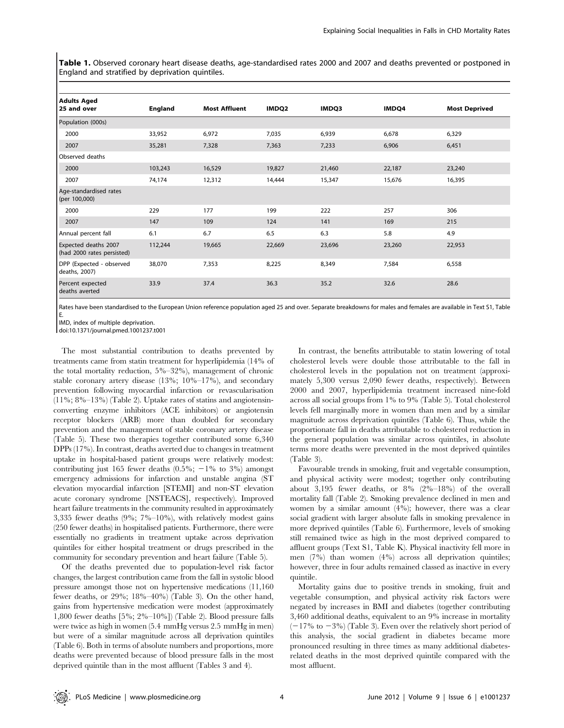**Table 1.** Observed coronary heart disease deaths, age-standardised rates 2000 and 2007 and deaths prevented or postponed in England and stratified by deprivation quintiles.

| Adults Aged 25 and over | England | Most Affluent | IMDQ2 | IMDQ3 | IMDQ4 | Most Deprived |
|---|---|---|---|---|---|---|
| Population (000s) | | | | | | |
| 2000 | 33,952 | 6,972 | 7,035 | 6,939 | 6,678 | 6,329 |
| 2007 | 35,281 | 7,328 | 7,363 | 7,233 | 6,906 | 6,451 |
| Observed deaths | | | | | | |
| 2000 | 103,243 | 16,529 | 19,827 | 21,460 | 22,187 | 23,240 |
| 2007 | 74,174 | 12,312 | 14,444 | 15,347 | 15,676 | 16,395 |
| Age-standardised rates (per 100,000) | | | | | | |
| 2000 | 229 | 177 | 199 | 222 | 257 | 306 |
| 2007 | 147 | 109 | 124 | 141 | 169 | 215 |
| Annual percent fall | 6.1 | 6.7 | 6.5 | 6.3 | 5.8 | 4.9 |
| Expected deaths 2007 (had 2000 rates persisted) | 112,244 | 19,665 | 22,669 | 23,696 | 23,260 | 22,953 |
| DPP (Expected - observed deaths, 2007) | 38,070 | 7,353 | 8,225 | 8,349 | 7,584 | 6,558 |
| Percent expected deaths averted | 33.9 | 37.4 | 36.3 | 35.2 | 32.6 | 28.6 |

Rates have been standardised to the European Union reference population aged 25 and over. Separate breakdowns for males and females are available in Text S1, Table E.

IMD, index of multiple deprivation.

doi:10.1371/journal.pmed.1001237.t001

The most substantial contribution to deaths prevented by treatments came from statin treatment for hyperlipidemia (14% of the total mortality reduction, 5%–32%), management of chronic stable coronary artery disease (13%; 10%–17%), and secondary prevention following myocardial infarction or revascularisation (11%; 8%–13%) (Table 2). Uptake rates of statins and angiotensin-converting enzyme inhibitors (ACE inhibitors) or angiotensin receptor blockers (ARB) more than doubled for secondary prevention and the management of stable coronary artery disease (Table 5). These two therapies together contributed some 6,340 DPPs (17%). In contrast, deaths averted due to changes in treatment uptake in hospital-based patient groups were relatively modest: contributing just 165 fewer deaths (0.5%; −1% to 3%) amongst emergency admissions for infarction and unstable angina (ST elevation myocardial infarction [STEMI] and non-ST elevation acute coronary syndrome [NSTEACS], respectively). Improved heart failure treatments in the community resulted in approximately 3,335 fewer deaths (9%; 7%–10%), with relatively modest gains (250 fewer deaths) in hospitalised patients. Furthermore, there were essentially no gradients in treatment uptake across deprivation quintiles for either hospital treatment or drugs prescribed in the community for secondary prevention and heart failure (Table 5).

Of the deaths prevented due to population-level risk factor changes, the largest contribution came from the fall in systolic blood pressure amongst those not on hypertensive medications (11,160 fewer deaths, or 29%; 18%–40%) (Table 3). On the other hand, gains from hypertensive medication were modest (approximately 1,800 fewer deaths [5%; 2%–10%]) (Table 2). Blood pressure falls were twice as high in women (5.4 mmHg versus 2.5 mmHg in men) but were of a similar magnitude across all deprivation quintiles (Table 6). Both in terms of absolute numbers and proportions, more deaths were prevented because of blood pressure falls in the most deprived quintile than in the most affluent (Tables 3 and 4).

In contrast, the benefits attributable to statin lowering of total cholesterol levels were double those attributable to the fall in cholesterol levels in the population not on treatment (approximately 5,300 versus 2,090 fewer deaths, respectively). Between 2000 and 2007, hyperlipidemia treatment increased nine-fold across all social groups from 1% to 9% (Table 5). Total cholesterol levels fell marginally more in women than men and by a similar magnitude across deprivation quintiles (Table 6). Thus, while the proportionate fall in deaths attributable to cholesterol reduction in the general population was similar across quintiles, in absolute terms more deaths were prevented in the most deprived quintiles (Table 3).

Favourable trends in smoking, fruit and vegetable consumption, and physical activity were modest; together only contributing about 3,195 fewer deaths, or 8% (2%–18%) of the overall mortality fall (Table 2). Smoking prevalence declined in men and women by a similar amount (4%); however, there was a clear social gradient with larger absolute falls in smoking prevalence in more deprived quintiles (Table 6). Furthermore, levels of smoking still remained twice as high in the most deprived compared to affluent groups (Text S1, Table K). Physical inactivity fell more in men (7%) than women (4%) across all deprivation quintiles; however, three in four adults remained classed as inactive in every quintile.

Mortality gains due to positive trends in smoking, fruit and vegetable consumption, and physical activity risk factors were negated by increases in BMI and diabetes (together contributing 3,460 additional deaths, equivalent to an 9% increase in mortality (−17% to −3%) (Table 3). Even over the relatively short period of this analysis, the social gradient in diabetes became more pronounced resulting in three times as many additional diabetes-related deaths in the most deprived quintile compared with the most affluent.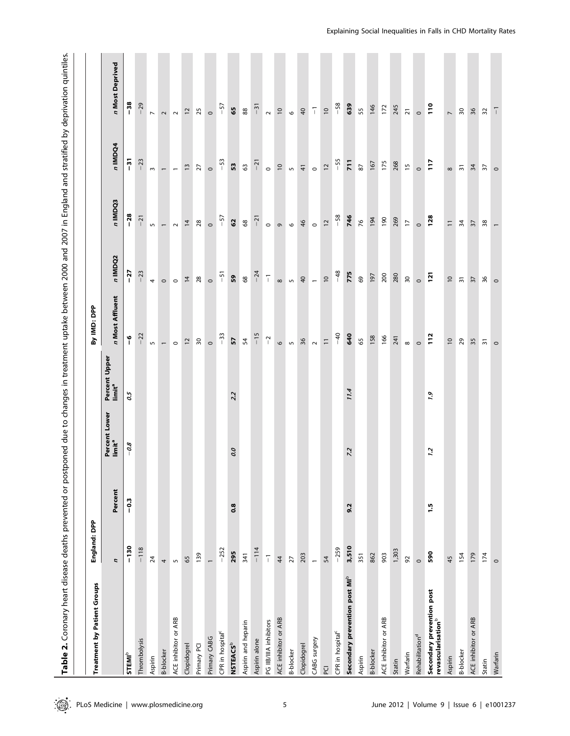**Table 2.** Coronary heart disease deaths prevented or postponed due to changes in treatment uptake between 2000 and 2007 in England and stratified by deprivation quintiles.

| Treatment by Patient Groups | England: DPP | | | | By IMD: DPP | | | | |
|---|---|---|---|---|---|---|---|---|---|
| | *n* | Percent | Percent Lower limit[a] | Percent Upper limit[a] | *n* Most Affluent | *n* IMDQ2 | *n* IMDQ3 | *n* IMDQ4 | *n* Most Deprived |
| **STEMI[b]** | **−130** | **−0.3** | *−0.8* | *0.5* | **−6** | **−27** | **−28** | **−31** | **−38** |
| Thrombolysis | −118 | | | | −22 | −23 | −21 | −23 | −29 |
| Aspirin | 24 | | | | 5 | 4 | 5 | 3 | 7 |
| Β-blocker | 4 | | | | 1 | 0 | 1 | 1 | 2 |
| ACE inhibitor or ARB | 5 | | | | 0 | 0 | 2 | 1 | 2 |
| Clopidogrel | 65 | | | | 12 | 14 | 14 | 13 | 12 |
| Primary PCI | 139 | | | | 30 | 28 | 28 | 27 | 25 |
| Primary CABG | 1 | | | | 0 | 0 | 0 | 0 | 0 |
| CPR in hospital[c] | −252 | | | | −33 | −51 | −57 | −53 | −57 |
| **NSTEACS[b]** | **295** | **0.8** | *0.0* | *2.2* | **57** | **59** | **62** | **53** | **65** |
| Aspirin and heparin | 341 | | | | 54 | 68 | 68 | 63 | 88 |
| Aspirin alone | −114 | | | | −15 | −24 | −21 | −21 | −31 |
| PG IIB/IIIA inhibitors | −1 | | | | −2 | −1 | 0 | 0 | 2 |
| ACE inhibitor or ARB | 44 | | | | 6 | 8 | 9 | 10 | 10 |
| Β-blocker | 27 | | | | 5 | 5 | 6 | 5 | 6 |
| Clopidogrel | 203 | | | | 36 | 40 | 46 | 41 | 40 |
| CABG surgery | 1 | | | | 2 | 1 | 0 | 0 | −1 |
| PCI | 54 | | | | 11 | 10 | 12 | 12 | 10 |
| CPR in hospital[c] | −259 | | | | −40 | −48 | −58 | −55 | −58 |
| **Secondary prevention post MI[b]** | **3,510** | **9.2** | *7.2* | *11.4* | **640** | **775** | **746** | **711** | **639** |
| Aspirin | 351 | | | | 65 | 69 | 76 | 87 | 55 |
| Β-blocker | 862 | | | | 158 | 197 | 194 | 167 | 146 |
| ACE inhibitor or ARB | 903 | | | | 166 | 200 | 190 | 175 | 172 |
| Statin | 1,303 | | | | 241 | 280 | 269 | 268 | 245 |
| Warfarin | 92 | | | | 8 | 30 | 17 | 15 | 21 |
| Rehabilitation[d] | 0 | | | | 0 | 0 | 0 | 0 | 0 |
| **Secondary prevention post revascularisation[b]** | **590** | **1.5** | *1.2* | *1.9* | **112** | **121** | **128** | **117** | **110** |
| Aspirin | 45 | | | | 10 | 10 | 11 | 8 | 7 |
| Β-blocker | 154 | | | | 29 | 31 | 34 | 31 | 30 |
| ACE inhibitor or ARB | 179 | | | | 35 | 37 | 37 | 34 | 36 |
| Statin | 174 | | | | 31 | 36 | 38 | 37 | 32 |
| Warfarin | 0 | | | | 0 | 0 | 1 | 0 | −1 |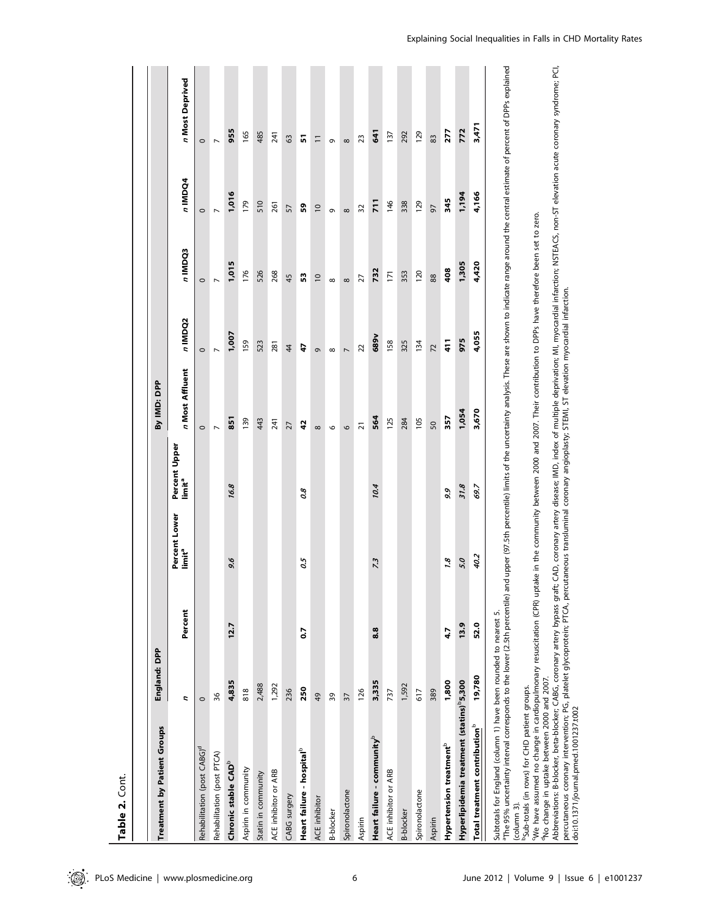**Table 2.** Cont.

| Treatment by Patient Groups | England: DPP | | | | By IMD: DPP | | | | |
|---|---|---|---|---|---|---|---|---|---|
| | *n* | Percent | Percent Lower limit[a] | Percent Upper limit[a] | *n* Most Affluent | *n* IMDQ2 | *n* IMDQ3 | *n* IMDQ4 | *n* Most Deprived |
| Rehabilitation (post CABG)[d] | 0 | | | | 0 | 0 | 0 | 0 | 0 |
| Rehabilitation (post PTCA) | 36 | | | | 7 | 7 | 7 | 7 | 7 |
| **Chronic stable CAD[b]** | **4,835** | **12.7** | *9.6* | *16.8* | **851** | **1,007** | **1,015** | **1,016** | **955** |
| Aspirin in community | 818 | | | | 139 | 159 | 176 | 179 | 165 |
| Statin in community | 2,488 | | | | 443 | 523 | 526 | 510 | 485 |
| ACE inhibitor or ARB | 1,292 | | | | 241 | 281 | 268 | 261 | 241 |
| CABG surgery | 236 | | | | 27 | 44 | 45 | 57 | 63 |
| **Heart failure - hospital[b]** | **250** | **0.7** | *0.5* | *0.8* | **42** | **47** | **53** | **59** | **51** |
| ACE inhibitor | 49 | | | | 8 | 9 | 10 | 10 | 11 |
| B-blocker | 39 | | | | 6 | 8 | 8 | 9 | 9 |
| Spironolactone | 37 | | | | 6 | 7 | 8 | 8 | 8 |
| Aspirin | 126 | | | | 21 | 22 | 27 | 32 | 23 |
| **Heart failure - community[b]** | **3,335** | **8.8** | *7.3* | *10.4* | **564** | **689v** | **732** | **711** | **641** |
| ACE inhibitor or ARB | 737 | | | | 125 | 158 | 171 | 146 | 137 |
| B-blocker | 1,592 | | | | 284 | 325 | 353 | 338 | 292 |
| Spironolactone | 617 | | | | 105 | 134 | 120 | 129 | 129 |
| Aspirin | 389 | | | | 50 | 72 | 88 | 97 | 83 |
| **Hypertension treatment[b]** | **1,800** | **4.7** | *1.8* | *9.9* | **357** | **411** | **408** | **345** | **277** |
| **Hyperlipidemia treatment (statins)[b]** | **5,300** | **13.9** | *5.0* | *31.8* | **1,054** | **975** | **1,305** | **1,194** | **772** |
| **Total treatment contribution[b]** | **19,780** | **52.0** | *40.2* | *69.7* | **3,670** | **4,055** | **4,420** | **4,166** | **3,471** |

Subtotals for England (column 1) have been rounded to nearest 5.

[a]The 95% uncertainty interval corresponds to the lower (2.5th percentile) and upper (97.5th percentile) limits of the uncertainty analysis. These are shown to indicate range around the central estimate of percent of DPPs explained (column 3).

[b]Sub-totals (in rows) for CHD patient groups.

[c]We have assumed no change in cardiopulmonary resuscitation (CPR) uptake in the community between 2000 and 2007. Their contribution to DPPs have therefore been set to zero.

[d]No change in uptake between 2000 and 2007.

Abbreviations: B-blocker, beta-blocker; CABG, coronary artery bypass graft; CAD, coronary artery disease; IMD, index of multiple deprivation; MI, myocardial infarction; NSTEACS, non-ST elevation acute coronary syndrome; PCI, percutaneous coronary intervention; PG, platelet glycoprotein; PTCA, percutaneous transluminal coronary angioplasty; STEMI, ST elevation myocardial infarction.

doi:10.1371/journal.pmed.1001237.t002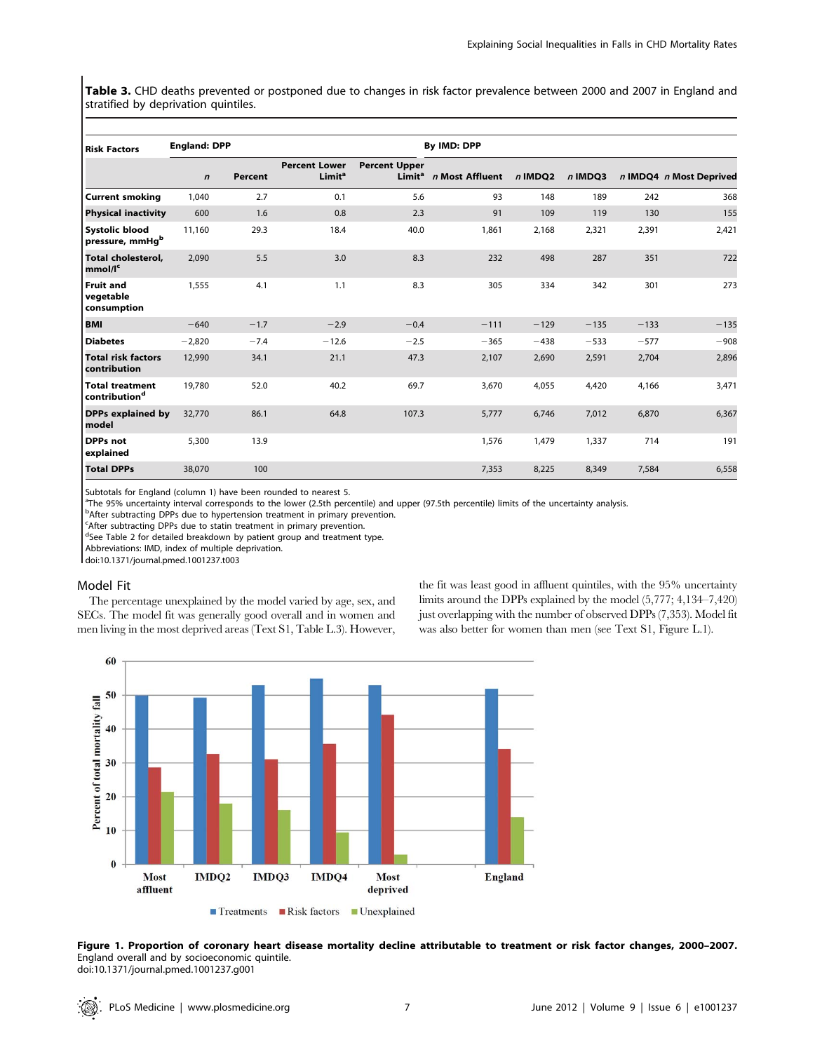**Table 3.** CHD deaths prevented or postponed due to changes in risk factor prevalence between 2000 and 2007 in England and stratified by deprivation quintiles.

| Risk Factors | England: DPP | | | | By IMD: DPP | | | | |
|---|---|---|---|---|---|---|---|---|---|
| | *n* | Percent | Percent Lower Limit[a] | Percent Upper Limit[a] | *n* Most Affluent | *n* IMDQ2 | *n* IMDQ3 | *n* IMDQ4 | *n* Most Deprived |
| **Current smoking** | 1,040 | 2.7 | 0.1 | 5.6 | 93 | 148 | 189 | 242 | 368 |
| **Physical inactivity** | 600 | 1.6 | 0.8 | 2.3 | 91 | 109 | 119 | 130 | 155 |
| **Systolic blood pressure, mmHg**[b] | 11,160 | 29.3 | 18.4 | 40.0 | 1,861 | 2,168 | 2,321 | 2,391 | 2,421 |
| **Total cholesterol, mmol/l**[c] | 2,090 | 5.5 | 3.0 | 8.3 | 232 | 498 | 287 | 351 | 722 |
| **Fruit and vegetable consumption** | 1,555 | 4.1 | 1.1 | 8.3 | 305 | 334 | 342 | 301 | 273 |
| **BMI** | −640 | −1.7 | −2.9 | −0.4 | −111 | −129 | −135 | −133 | −135 |
| **Diabetes** | −2,820 | −7.4 | −12.6 | −2.5 | −365 | −438 | −533 | −577 | −908 |
| **Total risk factors contribution** | 12,990 | 34.1 | 21.1 | 47.3 | 2,107 | 2,690 | 2,591 | 2,704 | 2,896 |
| **Total treatment contribution**[d] | 19,780 | 52.0 | 40.2 | 69.7 | 3,670 | 4,055 | 4,420 | 4,166 | 3,471 |
| **DPPs explained by model** | 32,770 | 86.1 | 64.8 | 107.3 | 5,777 | 6,746 | 7,012 | 6,870 | 6,367 |
| **DPPs not explained** | 5,300 | 13.9 | | | 1,576 | 1,479 | 1,337 | 714 | 191 |
| **Total DPPs** | 38,070 | 100 | | | 7,353 | 8,225 | 8,349 | 7,584 | 6,558 |

Subtotals for England (column 1) have been rounded to nearest 5.
[a]The 95% uncertainty interval corresponds to the lower (2.5th percentile) and upper (97.5th percentile) limits of the uncertainty analysis.
[b]After subtracting DPPs due to hypertension treatment in primary prevention.
[c]After subtracting DPPs due to statin treatment in primary prevention.
[d]See Table 2 for detailed breakdown by patient group and treatment type.
Abbreviations: IMD, index of multiple deprivation.
doi:10.1371/journal.pmed.1001237.t003

### Model Fit

The percentage unexplained by the model varied by age, sex, and SECs. The model fit was generally good overall and in women and men living in the most deprived areas (Text S1, Table L.3). However, the fit was least good in affluent quintiles, with the 95% uncertainty limits around the DPPs explained by the model (5,777; 4,134–7,420) just overlapping with the number of observed DPPs (7,353). Model fit was also better for women than men (see Text S1, Figure L.1).

**Figure 1. Proportion of coronary heart disease mortality decline attributable to treatment or risk factor changes, 2000–2007.** England overall and by socioeconomic quintile.
doi:10.1371/journal.pmed.1001237.g001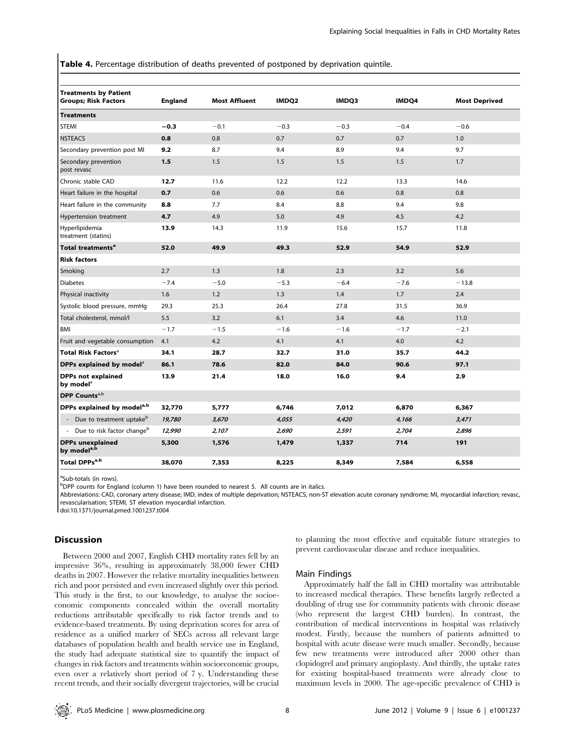**Table 4.** Percentage distribution of deaths prevented of postponed by deprivation quintile.

| Treatments by Patient Groups; Risk Factors | England | Most Affluent | IMDQ2 | IMDQ3 | IMDQ4 | Most Deprived |
|---|---|---|---|---|---|---|
| **Treatments** | | | | | | |
| STEMI | **−0.3** | −0.1 | −0.3 | −0.3 | −0.4 | −0.6 |
| NSTEACS | **0.8** | 0.8 | 0.7 | 0.7 | 0.7 | 1.0 |
| Secondary prevention post MI | **9.2** | 8.7 | 9.4 | 8.9 | 9.4 | 9.7 |
| Secondary prevention post revasc | **1.5** | 1.5 | 1.5 | 1.5 | 1.5 | 1.7 |
| Chronic stable CAD | **12.7** | 11.6 | 12.2 | 12.2 | 13.3 | 14.6 |
| Heart failure in the hospital | **0.7** | 0.6 | 0.6 | 0.6 | 0.8 | 0.8 |
| Heart failure in the community | **8.8** | 7.7 | 8.4 | 8.8 | 9.4 | 9.8 |
| Hypertension treatment | **4.7** | 4.9 | 5.0 | 4.9 | 4.5 | 4.2 |
| Hyperlipidemia treatment (statins) | **13.9** | 14.3 | 11.9 | 15.6 | 15.7 | 11.8 |
| **Total treatments[a]** | **52.0** | **49.9** | **49.3** | **52.9** | **54.9** | **52.9** |
| **Risk factors** | | | | | | |
| Smoking | 2.7 | 1.3 | 1.8 | 2.3 | 3.2 | 5.6 |
| Diabetes | −7.4 | −5.0 | −5.3 | −6.4 | −7.6 | −13.8 |
| Physical inactivity | 1.6 | 1.2 | 1.3 | 1.4 | 1.7 | 2.4 |
| Systolic blood pressure, mmHg | 29.3 | 25.3 | 26.4 | 27.8 | 31.5 | 36.9 |
| Total cholesterol, mmol/l | 5.5 | 3.2 | 6.1 | 3.4 | 4.6 | 11.0 |
| BMI | −1.7 | −1.5 | −1.6 | −1.6 | −1.7 | −2.1 |
| Fruit and vegetable consumption | 4.1 | 4.2 | 4.1 | 4.1 | 4.0 | 4.2 |
| **Total Risk Factors[a]** | **34.1** | **28.7** | **32.7** | **31.0** | **35.7** | **44.2** |
| **DPPs explained by model[a]** | **86.1** | **78.6** | **82.0** | **84.0** | **90.6** | **97.1** |
| **DPPs not explained by model[a]** | **13.9** | **21.4** | **18.0** | **16.0** | **9.4** | **2.9** |
| **DPP Counts[a,b]** | | | | | | |
| **DPPs explained by model[a,b]** | **32,770** | **5,777** | **6,746** | **7,012** | **6,870** | **6,367** |
| - Due to treatment uptake[b] | *19,780* | *3,670* | *4,055* | *4,420* | *4,166* | *3,471* |
| - Due to risk factor change[b] | *12,990* | *2,107* | *2,690* | *2,591* | *2,704* | *2,896* |
| **DPPs unexplained by model[a,b]** | **5,300** | **1,576** | **1,479** | **1,337** | **714** | **191** |
| **Total DPPs[a,b]** | **38,070** | **7,353** | **8,225** | **8,349** | **7,584** | **6,558** |

[a]Sub-totals (in rows).

[b]DPP counts for England (column 1) have been rounded to nearest 5. All counts are in italics.

Abbreviations: CAD, coronary artery disease; IMD, index of multiple deprivation; NSTEACS, non-ST elevation acute coronary syndrome; MI, myocardial infarction; revasc, revascularisation; STEMI, ST elevation myocardial infarction.

doi:10.1371/journal.pmed.1001237.t004

## Discussion

Between 2000 and 2007, English CHD mortality rates fell by an impressive 36%, resulting in approximately 38,000 fewer CHD deaths in 2007. However the relative mortality inequalities between rich and poor persisted and even increased slightly over this period. This study is the first, to our knowledge, to analyse the socioeconomic components concealed within the overall mortality reductions attributable specifically to risk factor trends and to evidence-based treatments. By using deprivation scores for area of residence as a unified marker of SECs across all relevant large databases of population health and health service use in England, the study had adequate statistical size to quantify the impact of changes in risk factors and treatments within socioeconomic groups, even over a relatively short period of 7 y. Understanding these recent trends, and their socially divergent trajectories, will be crucial to planning the most effective and equitable future strategies to prevent cardiovascular disease and reduce inequalities.

### Main Findings

Approximately half the fall in CHD mortality was attributable to increased medical therapies. These benefits largely reflected a doubling of drug use for community patients with chronic disease (who represent the largest CHD burden). In contrast, the contribution of medical interventions in hospital was relatively modest. Firstly, because the numbers of patients admitted to hospital with acute disease were much smaller. Secondly, because few new treatments were introduced after 2000 other than clopidogrel and primary angioplasty. And thirdly, the uptake rates for existing hospital-based treatments were already close to maximum levels in 2000. The age-specific prevalence of CHD is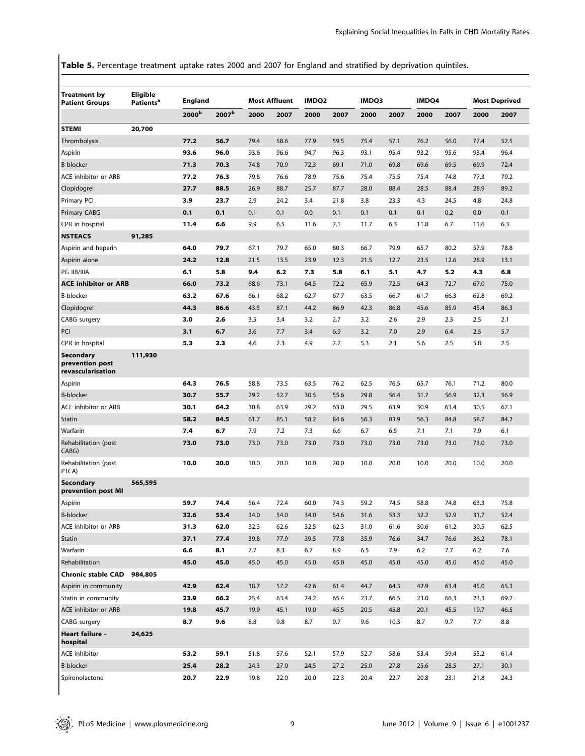**Table 5.** Percentage treatment uptake rates 2000 and 2007 for England and stratified by deprivation quintiles.

| Treatment by Patient Groups | Eligible Patients[a] | England | | Most Affluent | | IMDQ2 | | IMDQ3 | | IMDQ4 | | Most Deprived | |
|---|---|---|---|---|---|---|---|---|---|---|---|---|---|
| | | 2000[b] | 2007[b] | 2000 | 2007 | 2000 | 2007 | 2000 | 2007 | 2000 | 2007 | 2000 | 2007 |
| **STEMI** | **20,700** | | | | | | | | | | | | |
| Thrombolysis | | **77.2** | **56.7** | 79.4 | 58.6 | 77.9 | 59.5 | 75.4 | 57.1 | 76.2 | 56.0 | 77.4 | 52.5 |
| Aspirin | | **93.6** | **96.0** | 93.6 | 96.6 | 94.7 | 96.3 | 93.1 | 95.4 | 93.2 | 95.6 | 93.4 | 96.4 |
| B-blocker | | **71.3** | **70.3** | 74.8 | 70.9 | 72.3 | 69.1 | 71.0 | 69.8 | 69.6 | 69.5 | 69.9 | 72.4 |
| ACE inhibitor or ARB | | **77.2** | **76.3** | 79.8 | 76.6 | 78.9 | 75.6 | 75.4 | 75.5 | 75.4 | 74.8 | 77.3 | 79.2 |
| Clopidogrel | | **27.7** | **88.5** | 26.9 | 88.7 | 25.7 | 87.7 | 28.0 | 88.4 | 28.5 | 88.4 | 28.9 | 89.2 |
| Primary PCI | | **3.9** | **23.7** | 2.9 | 24.2 | 3.4 | 21.8 | 3.8 | 23.3 | 4.3 | 24.5 | 4.8 | 24.8 |
| Primary CABG | | **0.1** | **0.1** | 0.1 | 0.1 | 0.0 | 0.1 | 0.1 | 0.1 | 0.1 | 0.2 | 0.0 | 0.1 |
| CPR in hospital | | **11.4** | **6.6** | 9.9 | 6.5 | 11.6 | 7.1 | 11.7 | 6.3 | 11.8 | 6.7 | 11.6 | 6.3 |
| **NSTEACS** | **91,285** | | | | | | | | | | | | |
| Aspirin and heparin | | **64.0** | **79.7** | 67.1 | 79.7 | 65.0 | 80.3 | 66.7 | 79.9 | 65.7 | 80.2 | 57.9 | 78.8 |
| Aspirin alone | | **24.2** | **12.8** | 21.5 | 13.5 | 23.9 | 12.3 | 21.5 | 12.7 | 23.5 | 12.6 | 28.9 | 13.1 |
| PG IIB/IIIA | | **6.1** | **5.8** | **9.4** | **6.2** | **7.3** | **5.8** | **6.1** | **5.1** | **4.7** | **5.2** | **4.3** | **6.8** |
| **ACE inhibitor or ARB** | | **66.0** | **73.2** | 68.6 | 73.1 | 64.5 | 72.2 | 65.9 | 72.5 | 64.3 | 72.7 | 67.0 | 75.0 |
| B-blocker | | **63.2** | **67.6** | 66.1 | 68.2 | 62.7 | 67.7 | 63.5 | 66.7 | 61.7 | 66.3 | 62.8 | 69.2 |
| Clopidogrel | | **44.3** | **86.6** | 43.5 | 87.1 | 44.2 | 86.9 | 42.3 | 86.8 | 45.6 | 85.9 | 45.4 | 86.3 |
| CABG surgery | | **3.0** | **2.6** | 3.5 | 3.4 | 3.2 | 2.7 | 3.2 | 2.6 | 2.9 | 2.3 | 2.5 | 2.1 |
| PCI | | **3.1** | **6.7** | 3.6 | 7.7 | 3.4 | 6.9 | 3.2 | 7.0 | 2.9 | 6.4 | 2.5 | 5.7 |
| CPR in hospital | | **5.3** | **2.3** | 4.6 | 2.3 | 4.9 | 2.2 | 5.3 | 2.1 | 5.6 | 2.5 | 5.8 | 2.5 |
| **Secondary prevention post revascularisation** | **111,930** | | | | | | | | | | | | |
| Aspirin | | **64.3** | **76.5** | 58.8 | 73.5 | 63.5 | 76.2 | 62.5 | 76.5 | 65.7 | 76.1 | 71.2 | 80.0 |
| B-blocker | | **30.7** | **55.7** | 29.2 | 52.7 | 30.5 | 55.6 | 29.8 | 56.4 | 31.7 | 56.9 | 32.3 | 56.9 |
| ACE inhibitor or ARB | | **30.1** | **64.2** | 30.8 | 63.9 | 29.2 | 63.0 | 29.5 | 63.9 | 30.9 | 63.4 | 30.5 | 67.1 |
| Statin | | **58.2** | **84.5** | 61.7 | 85.1 | 58.2 | 84.6 | 56.3 | 83.9 | 56.3 | 84.8 | 58.7 | 84.2 |
| Warfarin | | **7.4** | **6.7** | 7.9 | 7.2 | 7.3 | 6.6 | 6.7 | 6.5 | 7.1 | 7.1 | 7.9 | 6.1 |
| Rehabilitation (post CABG) | | **73.0** | **73.0** | 73.0 | 73.0 | 73.0 | 73.0 | 73.0 | 73.0 | 73.0 | 73.0 | 73.0 | 73.0 |
| Rehabilitation (post PTCA) | | **10.0** | **20.0** | 10.0 | 20.0 | 10.0 | 20.0 | 10.0 | 20.0 | 10.0 | 20.0 | 10.0 | 20.0 |
| **Secondary prevention post MI** | **565,595** | | | | | | | | | | | | |
| Aspirin | | **59.7** | **74.4** | 56.4 | 72.4 | 60.0 | 74.3 | 59.2 | 74.5 | 58.8 | 74.8 | 63.3 | 75.8 |
| B-blocker | | **32.6** | **53.4** | 34.0 | 54.0 | 34.0 | 54.6 | 31.6 | 53.3 | 32.2 | 52.9 | 31.7 | 52.4 |
| ACE inhibitor or ARB | | **31.3** | **62.0** | 32.3 | 62.6 | 32.5 | 62.3 | 31.0 | 61.6 | 30.6 | 61.2 | 30.5 | 62.5 |
| Statin | | **37.1** | **77.4** | 39.8 | 77.9 | 39.5 | 77.8 | 35.9 | 76.6 | 34.7 | 76.6 | 36.2 | 78.1 |
| Warfarin | | **6.6** | **8.1** | 7.7 | 8.3 | 6.7 | 8.9 | 6.5 | 7.9 | 6.2 | 7.7 | 6.2 | 7.6 |
| Rehabilitation | | **45.0** | **45.0** | 45.0 | 45.0 | 45.0 | 45.0 | 45.0 | 45.0 | 45.0 | 45.0 | 45.0 | 45.0 |
| **Chronic stable CAD** | **984,805** | | | | | | | | | | | | |
| Aspirin in community | | **42.9** | **62.4** | 38.7 | 57.2 | 42.6 | 61.4 | 44.7 | 64.3 | 42.9 | 63.4 | 45.0 | 65.3 |
| Statin in community | | **23.9** | **66.2** | 25.4 | 63.4 | 24.2 | 65.4 | 23.7 | 66.5 | 23.0 | 66.3 | 23.3 | 69.2 |
| ACE inhibitor or ARB | | **19.8** | **45.7** | 19.9 | 45.1 | 19.0 | 45.5 | 20.5 | 45.8 | 20.1 | 45.5 | 19.7 | 46.5 |
| CABG surgery | | **8.7** | **9.6** | 8.8 | 9.8 | 8.7 | 9.7 | 9.6 | 10.3 | 8.7 | 9.7 | 7.7 | 8.8 |
| **Heart failure - hospital** | **24,625** | | | | | | | | | | | | |
| ACE inhibitor | | **53.2** | **59.1** | 51.8 | 57.6 | 52.1 | 57.9 | 52.7 | 58.6 | 53.4 | 59.4 | 55.2 | 61.4 |
| B-blocker | | **25.4** | **28.2** | 24.3 | 27.0 | 24.5 | 27.2 | 25.0 | 27.8 | 25.6 | 28.5 | 27.1 | 30.1 |
| Spironolactone | | **20.7** | **22.9** | 19.8 | 22.0 | 20.0 | 22.3 | 20.4 | 22.7 | 20.8 | 23.1 | 21.8 | 24.3 |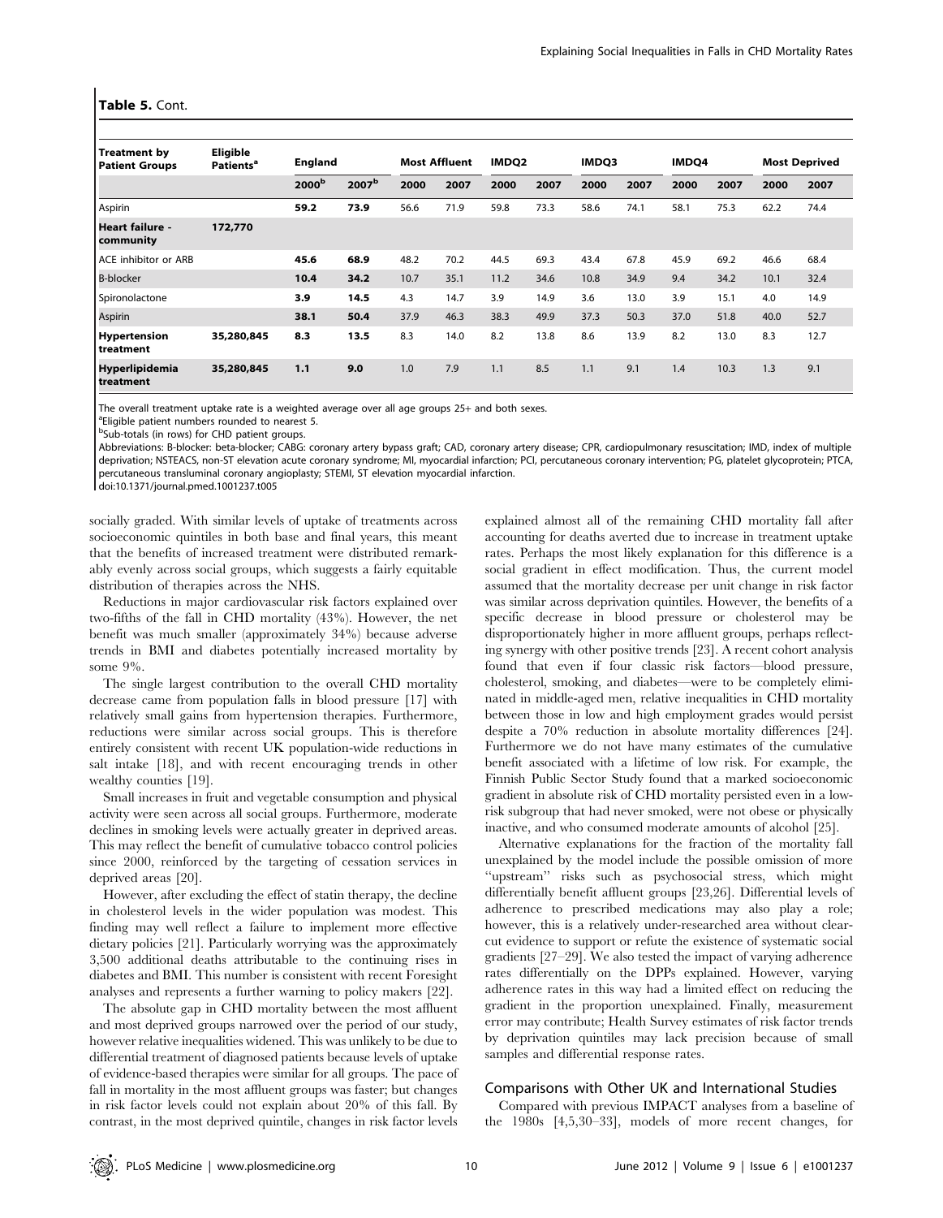**Table 5.** Cont.

| Treatment by Patient Groups | Eligible Patients[a] | England | | Most Affluent | | IMDQ2 | | IMDQ3 | | IMDQ4 | | Most Deprived | |
|---|---|---|---|---|---|---|---|---|---|---|---|---|---|
| | | 2000[b] | 2007[b] | 2000 | 2007 | 2000 | 2007 | 2000 | 2007 | 2000 | 2007 | 2000 | 2007 |
| Aspirin | | **59.2** | **73.9** | 56.6 | 71.9 | 59.8 | 73.3 | 58.6 | 74.1 | 58.1 | 75.3 | 62.2 | 74.4 |
| **Heart failure - community** | 172,770 | | | | | | | | | | | | |
| ACE inhibitor or ARB | | **45.6** | **68.9** | 48.2 | 70.2 | 44.5 | 69.3 | 43.4 | 67.8 | 45.9 | 69.2 | 46.6 | 68.4 |
| B-blocker | | **10.4** | **34.2** | 10.7 | 35.1 | 11.2 | 34.6 | 10.8 | 34.9 | 9.4 | 34.2 | 10.1 | 32.4 |
| Spironolactone | | **3.9** | **14.5** | 4.3 | 14.7 | 3.9 | 14.9 | 3.6 | 13.0 | 3.9 | 15.1 | 4.0 | 14.9 |
| Aspirin | | **38.1** | **50.4** | 37.9 | 46.3 | 38.3 | 49.9 | 37.3 | 50.3 | 37.0 | 51.8 | 40.0 | 52.7 |
| **Hypertension treatment** | 35,280,845 | **8.3** | **13.5** | 8.3 | 14.0 | 8.2 | 13.8 | 8.6 | 13.9 | 8.2 | 13.0 | 8.3 | 12.7 |
| **Hyperlipidemia treatment** | 35,280,845 | **1.1** | **9.0** | 1.0 | 7.9 | 1.1 | 8.5 | 1.1 | 9.1 | 1.4 | 10.3 | 1.3 | 9.1 |

The overall treatment uptake rate is a weighted average over all age groups 25+ and both sexes.

[a]Eligible patient numbers rounded to nearest 5.

[b]Sub-totals (in rows) for CHD patient groups.

Abbreviations: B-blocker: beta-blocker; CABG: coronary artery bypass graft; CAD, coronary artery disease; CPR, cardiopulmonary resuscitation; IMD, index of multiple deprivation; NSTEACS, non-ST elevation acute coronary syndrome; MI, myocardial infarction; PCI, percutaneous coronary intervention; PG, platelet glycoprotein; PTCA, percutaneous transluminal coronary angioplasty; STEMI, ST elevation myocardial infarction.

doi:10.1371/journal.pmed.1001237.t005

socially graded. With similar levels of uptake of treatments across socioeconomic quintiles in both base and final years, this meant that the benefits of increased treatment were distributed remarkably evenly across social groups, which suggests a fairly equitable distribution of therapies across the NHS.

Reductions in major cardiovascular risk factors explained over two-fifths of the fall in CHD mortality (43%). However, the net benefit was much smaller (approximately 34%) because adverse trends in BMI and diabetes potentially increased mortality by some 9%.

The single largest contribution to the overall CHD mortality decrease came from population falls in blood pressure [17] with relatively small gains from hypertension therapies. Furthermore, reductions were similar across social groups. This is therefore entirely consistent with recent UK population-wide reductions in salt intake [18], and with recent encouraging trends in other wealthy counties [19].

Small increases in fruit and vegetable consumption and physical activity were seen across all social groups. Furthermore, moderate declines in smoking levels were actually greater in deprived areas. This may reflect the benefit of cumulative tobacco control policies since 2000, reinforced by the targeting of cessation services in deprived areas [20].

However, after excluding the effect of statin therapy, the decline in cholesterol levels in the wider population was modest. This finding may well reflect a failure to implement more effective dietary policies [21]. Particularly worrying was the approximately 3,500 additional deaths attributable to the continuing rises in diabetes and BMI. This number is consistent with recent Foresight analyses and represents a further warning to policy makers [22].

The absolute gap in CHD mortality between the most affluent and most deprived groups narrowed over the period of our study, however relative inequalities widened. This was unlikely to be due to differential treatment of diagnosed patients because levels of uptake of evidence-based therapies were similar for all groups. The pace of fall in mortality in the most affluent groups was faster; but changes in risk factor levels could not explain about 20% of this fall. By contrast, in the most deprived quintile, changes in risk factor levels explained almost all of the remaining CHD mortality fall after accounting for deaths averted due to increase in treatment uptake rates. Perhaps the most likely explanation for this difference is a social gradient in effect modification. Thus, the current model assumed that the mortality decrease per unit change in risk factor was similar across deprivation quintiles. However, the benefits of a specific decrease in blood pressure or cholesterol may be disproportionately higher in more affluent groups, perhaps reflecting synergy with other positive trends [23]. A recent cohort analysis found that even if four classic risk factors—blood pressure, cholesterol, smoking, and diabetes—were to be completely eliminated in middle-aged men, relative inequalities in CHD mortality between those in low and high employment grades would persist despite a 70% reduction in absolute mortality differences [24]. Furthermore we do not have many estimates of the cumulative benefit associated with a lifetime of low risk. For example, the Finnish Public Sector Study found that a marked socioeconomic gradient in absolute risk of CHD mortality persisted even in a low-risk subgroup that had never smoked, were not obese or physically inactive, and who consumed moderate amounts of alcohol [25].

Alternative explanations for the fraction of the mortality fall unexplained by the model include the possible omission of more "upstream" risks such as psychosocial stress, which might differentially benefit affluent groups [23,26]. Differential levels of adherence to prescribed medications may also play a role; however, this is a relatively under-researched area without clear-cut evidence to support or refute the existence of systematic social gradients [27–29]. We also tested the impact of varying adherence rates differentially on the DPPs explained. However, varying adherence rates in this way had a limited effect on reducing the gradient in the proportion unexplained. Finally, measurement error may contribute; Health Survey estimates of risk factor trends by deprivation quintiles may lack precision because of small samples and differential response rates.

## Comparisons with Other UK and International Studies

Compared with previous IMPACT analyses from a baseline of the 1980s [4,5,30–33], models of more recent changes, for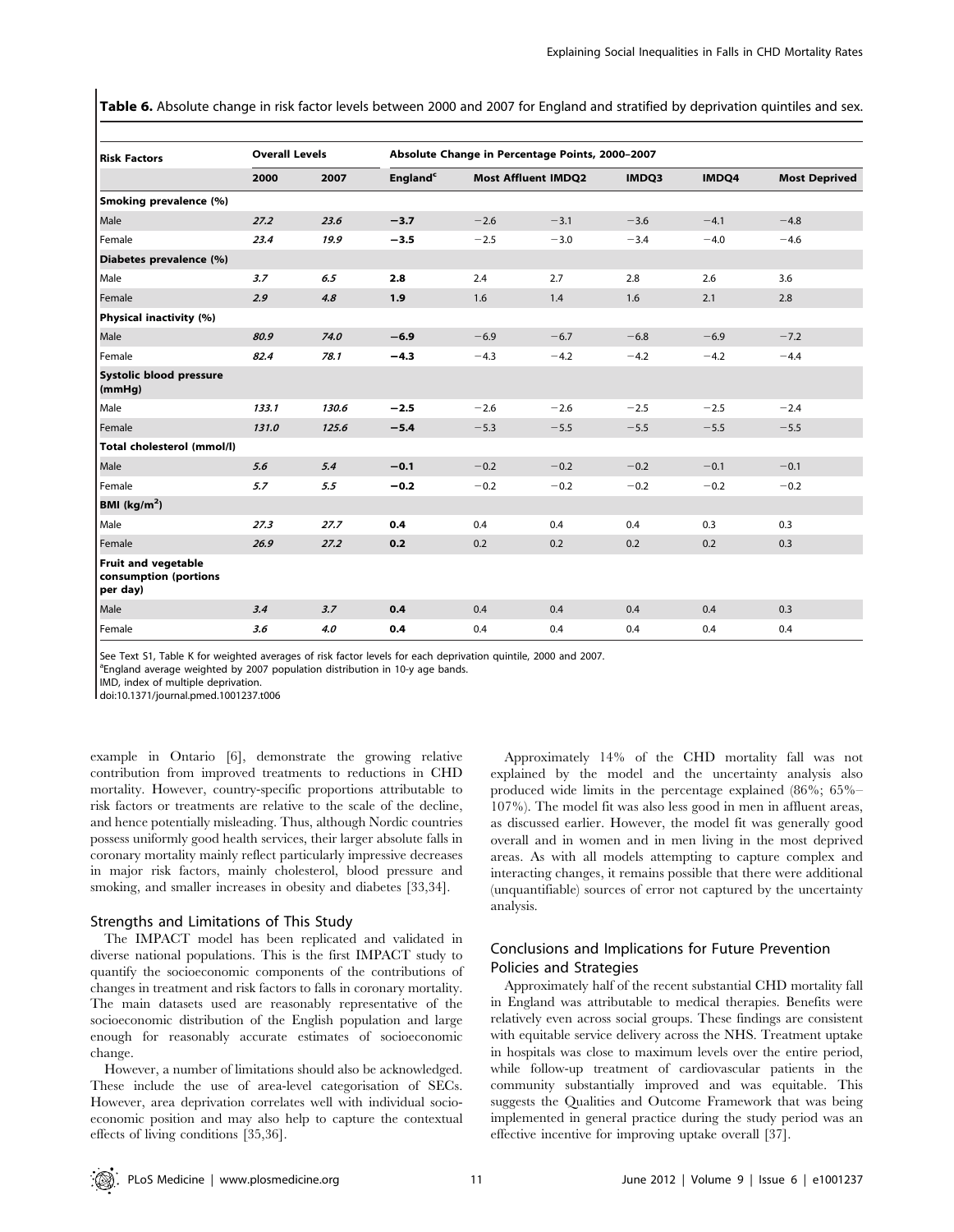**Table 6.** Absolute change in risk factor levels between 2000 and 2007 for England and stratified by deprivation quintiles and sex.

| Risk Factors | Overall Levels | | Absolute Change in Percentage Points, 2000–2007 | | | | | |
|---|---|---|---|---|---|---|---|---|
| | 2000 | 2007 | England[c] | Most Affluent | IMDQ2 | IMDQ3 | IMDQ4 | Most Deprived |
| **Smoking prevalence (%)** | | | | | | | | |
| Male | *27.2* | *23.6* | **−3.7** | −2.6 | −3.1 | −3.6 | −4.1 | −4.8 |
| Female | *23.4* | *19.9* | **−3.5** | −2.5 | −3.0 | −3.4 | −4.0 | −4.6 |
| **Diabetes prevalence (%)** | | | | | | | | |
| Male | *3.7* | *6.5* | **2.8** | 2.4 | 2.7 | 2.8 | 2.6 | 3.6 |
| Female | *2.9* | *4.8* | **1.9** | 1.6 | 1.4 | 1.6 | 2.1 | 2.8 |
| **Physical inactivity (%)** | | | | | | | | |
| Male | *80.9* | *74.0* | **−6.9** | −6.9 | −6.7 | −6.8 | −6.9 | −7.2 |
| Female | *82.4* | *78.1* | **−4.3** | −4.3 | −4.2 | −4.2 | −4.2 | −4.4 |
| **Systolic blood pressure (mmHg)** | | | | | | | | |
| Male | *133.1* | *130.6* | **−2.5** | −2.6 | −2.6 | −2.5 | −2.5 | −2.4 |
| Female | *131.0* | *125.6* | **−5.4** | −5.3 | −5.5 | −5.5 | −5.5 | −5.5 |
| **Total cholesterol (mmol/l)** | | | | | | | | |
| Male | *5.6* | *5.4* | **−0.1** | −0.2 | −0.2 | −0.2 | −0.1 | −0.1 |
| Female | *5.7* | *5.5* | **−0.2** | −0.2 | −0.2 | −0.2 | −0.2 | −0.2 |
| **BMI (kg/m$^2$)** | | | | | | | | |
| Male | *27.3* | *27.7* | **0.4** | 0.4 | 0.4 | 0.4 | 0.3 | 0.3 |
| Female | *26.9* | *27.2* | **0.2** | 0.2 | 0.2 | 0.2 | 0.2 | 0.3 |
| **Fruit and vegetable consumption (portions per day)** | | | | | | | | |
| Male | *3.4* | *3.7* | **0.4** | 0.4 | 0.4 | 0.4 | 0.4 | 0.3 |
| Female | *3.6* | *4.0* | **0.4** | 0.4 | 0.4 | 0.4 | 0.4 | 0.4 |

See Text S1, Table K for weighted averages of risk factor levels for each deprivation quintile, 2000 and 2007.
[a]England average weighted by 2007 population distribution in 10-y age bands.
IMD, index of multiple deprivation.
doi:10.1371/journal.pmed.1001237.t006

example in Ontario [6], demonstrate the growing relative contribution from improved treatments to reductions in CHD mortality. However, country-specific proportions attributable to risk factors or treatments are relative to the scale of the decline, and hence potentially misleading. Thus, although Nordic countries possess uniformly good health services, their larger absolute falls in coronary mortality mainly reflect particularly impressive decreases in major risk factors, mainly cholesterol, blood pressure and smoking, and smaller increases in obesity and diabetes [33,34].

## Strengths and Limitations of This Study

The IMPACT model has been replicated and validated in diverse national populations. This is the first IMPACT study to quantify the socioeconomic components of the contributions of changes in treatment and risk factors to falls in coronary mortality. The main datasets used are reasonably representative of the socioeconomic distribution of the English population and large enough for reasonably accurate estimates of socioeconomic change.

However, a number of limitations should also be acknowledged. These include the use of area-level categorisation of SECs. However, area deprivation correlates well with individual socioeconomic position and may also help to capture the contextual effects of living conditions [35,36].

Approximately 14% of the CHD mortality fall was not explained by the model and the uncertainty analysis also produced wide limits in the percentage explained (86%; 65%–107%). The model fit was also less good in men in affluent areas, as discussed earlier. However, the model fit was generally good overall and in women and in men living in the most deprived areas. As with all models attempting to capture complex and interacting changes, it remains possible that there were additional (unquantifiable) sources of error not captured by the uncertainty analysis.

## Conclusions and Implications for Future Prevention Policies and Strategies

Approximately half of the recent substantial CHD mortality fall in England was attributable to medical therapies. Benefits were relatively even across social groups. These findings are consistent with equitable service delivery across the NHS. Treatment uptake in hospitals was close to maximum levels over the entire period, while follow-up treatment of cardiovascular patients in the community substantially improved and was equitable. This suggests the Qualities and Outcome Framework that was being implemented in general practice during the study period was an effective incentive for improving uptake overall [37].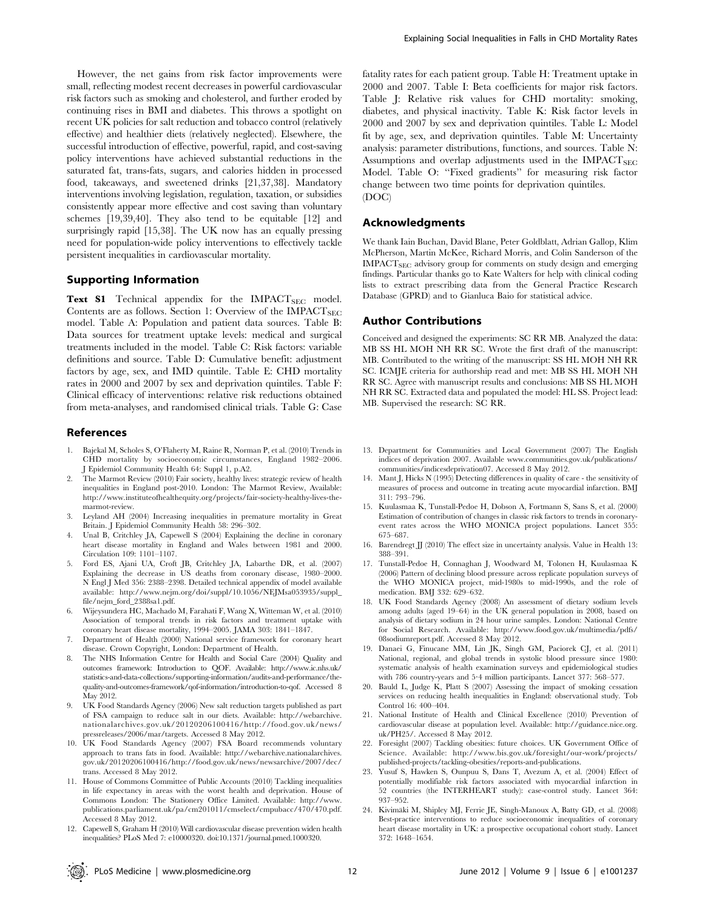However, the net gains from risk factor improvements were small, reflecting modest recent decreases in powerful cardiovascular risk factors such as smoking and cholesterol, and further eroded by continuing rises in BMI and diabetes. This throws a spotlight on recent UK policies for salt reduction and tobacco control (relatively effective) and healthier diets (relatively neglected). Elsewhere, the successful introduction of effective, powerful, rapid, and cost-saving policy interventions have achieved substantial reductions in the saturated fat, trans-fats, sugars, and calories hidden in processed food, takeaways, and sweetened drinks [21,37,38]. Mandatory interventions involving legislation, regulation, taxation, or subsidies consistently appear more effective and cost saving than voluntary schemes [19,39,40]. They also tend to be equitable [12] and surprisingly rapid [15,38]. The UK now has an equally pressing need for population-wide policy interventions to effectively tackle persistent inequalities in cardiovascular mortality.

## Supporting Information

**Text S1** Technical appendix for the $IMPACT_{SEC}$ model. Contents are as follows. Section 1: Overview of the $IMPACT_{SEC}$ model. Table A: Population and patient data sources. Table B: Data sources for treatment uptake levels: medical and surgical treatments included in the model. Table C: Risk factors: variable definitions and source. Table D: Cumulative benefit: adjustment factors by age, sex, and IMD quintile. Table E: CHD mortality rates in 2000 and 2007 by sex and deprivation quintiles. Table F: Clinical efficacy of interventions: relative risk reductions obtained from meta-analyses, and randomised clinical trials. Table G: Case fatality rates for each patient group. Table H: Treatment uptake in 2000 and 2007. Table I: Beta coefficients for major risk factors. Table J: Relative risk values for CHD mortality: smoking, diabetes, and physical inactivity. Table K: Risk factor levels in 2000 and 2007 by sex and deprivation quintiles. Table L: Model fit by age, sex, and deprivation quintiles. Table M: Uncertainty analysis: parameter distributions, functions, and sources. Table N: Assumptions and overlap adjustments used in the $IMPACT_{SEC}$ Model. Table O: "Fixed gradients" for measuring risk factor change between two time points for deprivation quintiles.
(DOC)

## Acknowledgments

We thank Iain Buchan, David Blane, Peter Goldblatt, Adrian Gallop, Klim McPherson, Martin McKee, Richard Morris, and Colin Sanderson of the $IMPACT_{SEC}$ advisory group for comments on study design and emerging findings. Particular thanks go to Kate Walters for help with clinical coding lists to extract prescribing data from the General Practice Research Database (GPRD) and to Gianluca Baio for statistical advice.

## Author Contributions

Conceived and designed the experiments: SC RR MB. Analyzed the data: MB SS HL MOH NH RR SC. Wrote the first draft of the manuscript: MB. Contributed to the writing of the manuscript: SS HL MOH NH RR SC. ICMJE criteria for authorship read and met: MB SS HL MOH NH RR SC. Agree with manuscript results and conclusions: MB SS HL MOH NH RR SC. Extracted data and populated the model: HL SS. Project lead: MB. Supervised the research: SC RR.

## References

1. Bajekal M, Scholes S, O'Flaherty M, Raine R, Norman P, et al. (2010) Trends in CHD mortality by socioeconomic circumstances, England 1982–2006. J Epidemiol Community Health 64: Suppl 1, p.A2.
2. The Marmot Review (2010) Fair society, healthy lives: strategic review of health inequalities in England post-2010. London: The Marmot Review, Available: http://www.instituteofhealthequity.org/projects/fair-society-healthy-lives-the-marmot-review.
3. Leyland AH (2004) Increasing inequalities in premature mortality in Great Britain. J Epidemiol Community Health 58: 296–302.
4. Unal B, Critchley JA, Capewell S (2004) Explaining the decline in coronary heart disease mortality in England and Wales between 1981 and 2000. Circulation 109: 1101–1107.
5. Ford ES, Ajani UA, Croft JB, Critchley JA, Labarthe DR, et al. (2007) Explaining the decrease in US deaths from coronary disease, 1980–2000. N Engl J Med 356: 2388–2398. Detailed technical appendix of model available available: http://www.nejm.org/doi/suppl/10.1056/NEJMsa053935/suppl_file/nejm_ford_2388sa1.pdf.
6. Wijeysundera HC, Machado M, Farahati F, Wang X, Witteman W, et al. (2010) Association of temporal trends in risk factors and treatment uptake with coronary heart disease mortality, 1994–2005. JAMA 303: 1841–1847.
7. Department of Health (2000) National service framework for coronary heart disease. Crown Copyright, London: Department of Health.
8. The NHS Information Centre for Health and Social Care (2004) Quality and outcomes framework: Introduction to QOF. Available: http://www.ic.nhs.uk/statistics-and-data-collections/supporting-information/audits-and-performance/the-quality-and-outcomes-framework/qof-information/introduction-to-qof. Accessed 8 May 2012.
9. UK Food Standards Agency (2006) New salt reduction targets published as part of FSA campaign to reduce salt in our diets. Available: http://webarchive.nationalarchives.gov.uk/20120206100416/http://food.gov.uk/news/pressreleases/2006/mar/targets. Accessed 8 May 2012.
10. UK Food Standards Agency (2007) FSA Board recommends voluntary approach to trans fats in food. Available: http://webarchive.nationalarchives.gov.uk/20120206100416/http://food.gov.uk/news/newsarchive/2007/dec/trans. Accessed 8 May 2012.
11. House of Commons Committee of Public Accounts (2010) Tackling inequalities in life expectancy in areas with the worst health and deprivation. House of Commons London: The Stationery Office Limited. Available: http://www.publications.parliament.uk/pa/cm201011/cmselect/cmpubacc/470/470.pdf. Accessed 8 May 2012.
12. Capewell S, Graham H (2010) Will cardiovascular disease prevention widen health inequalities? PLoS Med 7: e10000320. doi:10.1371/journal.pmed.1000320.
13. Department for Communities and Local Government (2007) The English indices of deprivation 2007. Available www.communities.gov.uk/publications/communities/indicesdeprivation07. Accessed 8 May 2012.
14. Mant J, Hicks N (1995) Detecting differences in quality of care - the sensitivity of measures of process and outcome in treating acute myocardial infarction. BMJ 311: 793–796.
15. Kuulasmaa K, Tunstall-Pedoe H, Dobson A, Fortmann S, Sans S, et al. (2000) Estimation of contribution of changes in classic risk factors to trends in coronary-event rates across the WHO MONICA project populations. Lancet 355: 675–687.
16. Barendregt JJ (2010) The effect size in uncertainty analysis. Value in Health 13: 388–391.
17. Tunstall-Pedoe H, Connaghan J, Woodward M, Tolonen H, Kuulasmaa K (2006) Pattern of declining blood pressure across replicate population surveys of the WHO MONICA project, mid-1980s to mid-1990s, and the role of medication. BMJ 332: 629–632.
18. UK Food Standards Agency (2008) An assessment of dietary sodium levels among adults (aged 19–64) in the UK general population in 2008, based on analysis of dietary sodium in 24 hour urine samples. London: National Centre for Social Research. Available: http://www.food.gov.uk/multimedia/pdfs/08sodiumreport.pdf. Accessed 8 May 2012.
19. Danaei G, Finucane MM, Lin JK, Singh GM, Paciorek CJ, et al. (2011) National, regional, and global trends in systolic blood pressure since 1980: systematic analysis of health examination surveys and epidemiological studies with 786 country-years and 5·4 million participants. Lancet 377: 568–577.
20. Bauld L, Judge K, Platt S (2007) Assessing the impact of smoking cessation services on reducing health inequalities in England: observational study. Tob Control 16: 400–404.
21. National Institute of Health and Clinical Excellence (2010) Prevention of cardiovascular disease at population level. Available: http://guidance.nice.org.uk/PH25/. Accessed 8 May 2012.
22. Foresight (2007) Tackling obesities: future choices. UK Government Office of Science. Available: http://www.bis.gov.uk/foresight/our-work/projects/published-projects/tackling-obesities/reports-and-publications.
23. Yusuf S, Hawken S, Ounpuu S, Dans T, Avezum A, et al. (2004) Effect of potentially modifiable risk factors associated with myocardial infarction in 52 countries (the INTERHEART study): case-control study. Lancet 364: 937–952.
24. Kivimäki M, Shipley MJ, Ferrie JE, Singh-Manoux A, Batty GD, et al. (2008) Best-practice interventions to reduce socioeconomic inequalities of coronary heart disease mortality in UK: a prospective occupational cohort study. Lancet 372: 1648–1654.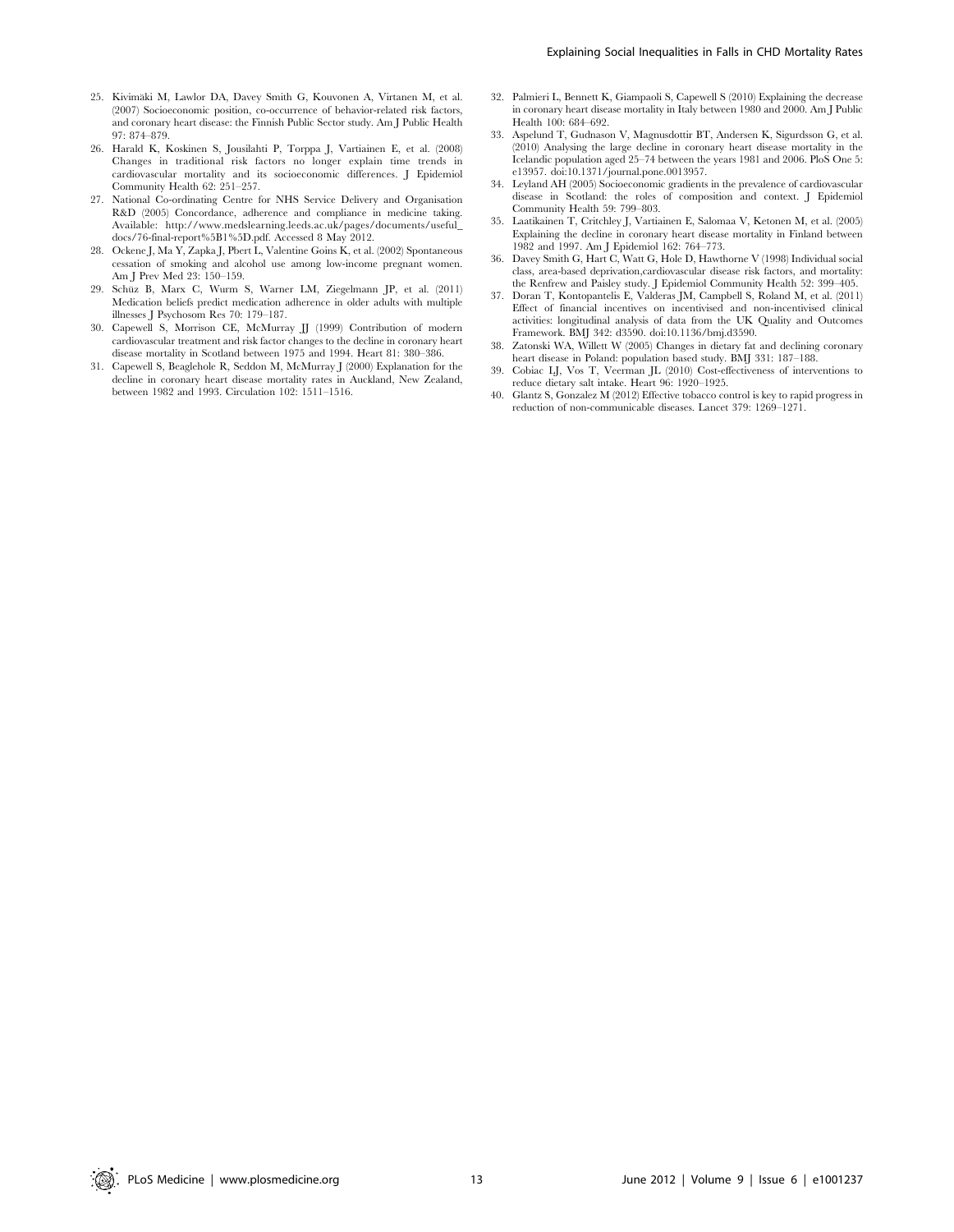25. Kivimäki M, Lawlor DA, Davey Smith G, Kouvonen A, Virtanen M, et al. (2007) Socioeconomic position, co-occurrence of behavior-related risk factors, and coronary heart disease: the Finnish Public Sector study. Am J Public Health 97: 874–879.
26. Harald K, Koskinen S, Jousilahti P, Torppa J, Vartiainen E, et al. (2008) Changes in traditional risk factors no longer explain time trends in cardiovascular mortality and its socioeconomic differences. J Epidemiol Community Health 62: 251–257.
27. National Co-ordinating Centre for NHS Service Delivery and Organisation R&D (2005) Concordance, adherence and compliance in medicine taking. Available: http://www.medslearning.leeds.ac.uk/pages/documents/useful_docs/76-final-report%5B1%5D.pdf. Accessed 8 May 2012.
28. Ockene J, Ma Y, Zapka J, Pbert L, Valentine Goins K, et al. (2002) Spontaneous cessation of smoking and alcohol use among low-income pregnant women. Am J Prev Med 23: 150–159.
29. Schüz B, Marx C, Wurm S, Warner LM, Ziegelmann JP, et al. (2011) Medication beliefs predict medication adherence in older adults with multiple illnesses J Psychosom Res 70: 179–187.
30. Capewell S, Morrison CE, McMurray JJ (1999) Contribution of modern cardiovascular treatment and risk factor changes to the decline in coronary heart disease mortality in Scotland between 1975 and 1994. Heart 81: 380–386.
31. Capewell S, Beaglehole R, Seddon M, McMurray J (2000) Explanation for the decline in coronary heart disease mortality rates in Auckland, New Zealand, between 1982 and 1993. Circulation 102: 1511–1516.
32. Palmieri L, Bennett K, Giampaoli S, Capewell S (2010) Explaining the decrease in coronary heart disease mortality in Italy between 1980 and 2000. Am J Public Health 100: 684–692.
33. Aspelund T, Gudnason V, Magnusdottir BT, Andersen K, Sigurdsson G, et al. (2010) Analysing the large decline in coronary heart disease mortality in the Icelandic population aged 25–74 between the years 1981 and 2006. PloS One 5: e13957. doi:10.1371/journal.pone.0013957.
34. Leyland AH (2005) Socioeconomic gradients in the prevalence of cardiovascular disease in Scotland: the roles of composition and context. J Epidemiol Community Health 59: 799–803.
35. Laatikainen T, Critchley J, Vartiainen E, Salomaa V, Ketonen M, et al. (2005) Explaining the decline in coronary heart disease mortality in Finland between 1982 and 1997. Am J Epidemiol 162: 764–773.
36. Davey Smith G, Hart C, Watt G, Hole D, Hawthorne V (1998) Individual social class, area-based deprivation,cardiovascular disease risk factors, and mortality: the Renfrew and Paisley study. J Epidemiol Community Health 52: 399–405.
37. Doran T, Kontopantelis E, Valderas JM, Campbell S, Roland M, et al. (2011) Effect of financial incentives on incentivised and non-incentivised clinical activities: longitudinal analysis of data from the UK Quality and Outcomes Framework. BMJ 342: d3590. doi:10.1136/bmj.d3590.
38. Zatonski WA, Willett W (2005) Changes in dietary fat and declining coronary heart disease in Poland: population based study. BMJ 331: 187–188.
39. Cobiac LJ, Vos T, Veerman JL (2010) Cost-effectiveness of interventions to reduce dietary salt intake. Heart 96: 1920–1925.
40. Glantz S, Gonzalez M (2012) Effective tobacco control is key to rapid progress in reduction of non-communicable diseases. Lancet 379: 1269–1271.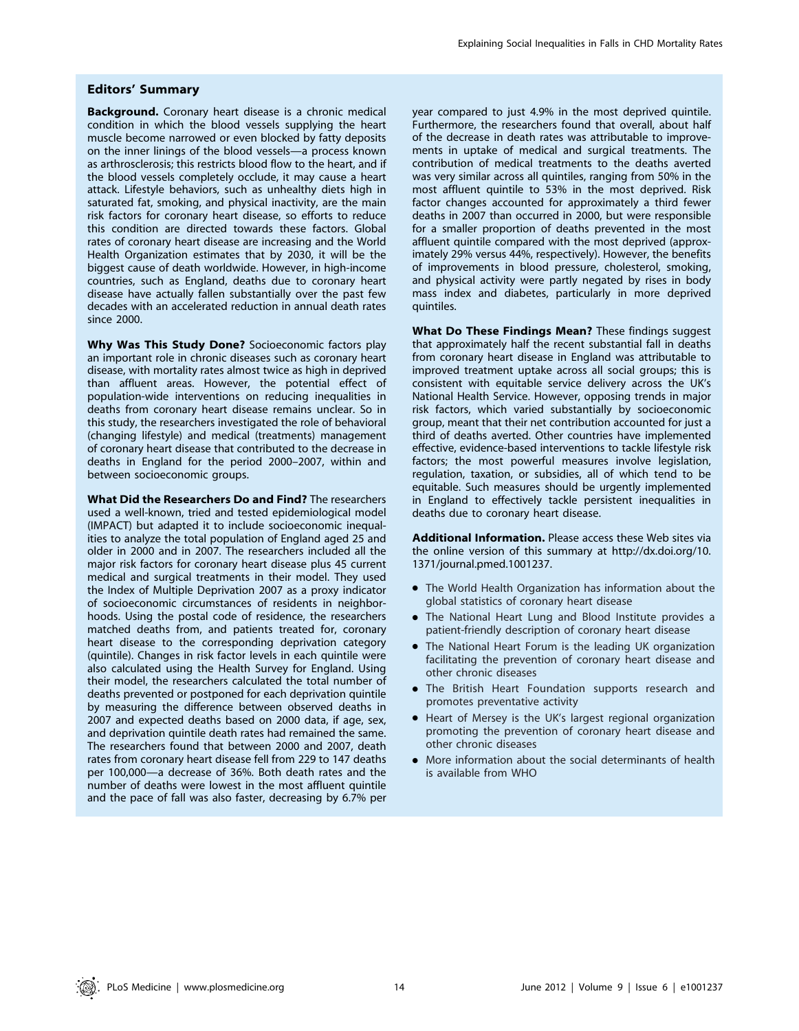## Editors' Summary

**Background.** Coronary heart disease is a chronic medical condition in which the blood vessels supplying the heart muscle become narrowed or even blocked by fatty deposits on the inner linings of the blood vessels—a process known as arthrosclerosis; this restricts blood flow to the heart, and if the blood vessels completely occlude, it may cause a heart attack. Lifestyle behaviors, such as unhealthy diets high in saturated fat, smoking, and physical inactivity, are the main risk factors for coronary heart disease, so efforts to reduce this condition are directed towards these factors. Global rates of coronary heart disease are increasing and the World Health Organization estimates that by 2030, it will be the biggest cause of death worldwide. However, in high-income countries, such as England, deaths due to coronary heart disease have actually fallen substantially over the past few decades with an accelerated reduction in annual death rates since 2000.

**Why Was This Study Done?** Socioeconomic factors play an important role in chronic diseases such as coronary heart disease, with mortality rates almost twice as high in deprived than affluent areas. However, the potential effect of population-wide interventions on reducing inequalities in deaths from coronary heart disease remains unclear. So in this study, the researchers investigated the role of behavioral (changing lifestyle) and medical (treatments) management of coronary heart disease that contributed to the decrease in deaths in England for the period 2000–2007, within and between socioeconomic groups.

**What Did the Researchers Do and Find?** The researchers used a well-known, tried and tested epidemiological model (IMPACT) but adapted it to include socioeconomic inequalities to analyze the total population of England aged 25 and older in 2000 and in 2007. The researchers included all the major risk factors for coronary heart disease plus 45 current medical and surgical treatments in their model. They used the Index of Multiple Deprivation 2007 as a proxy indicator of socioeconomic circumstances of residents in neighborhoods. Using the postal code of residence, the researchers matched deaths from, and patients treated for, coronary heart disease to the corresponding deprivation category (quintile). Changes in risk factor levels in each quintile were also calculated using the Health Survey for England. Using their model, the researchers calculated the total number of deaths prevented or postponed for each deprivation quintile by measuring the difference between observed deaths in 2007 and expected deaths based on 2000 data, if age, sex, and deprivation quintile death rates had remained the same. The researchers found that between 2000 and 2007, death rates from coronary heart disease fell from 229 to 147 deaths per 100,000—a decrease of 36%. Both death rates and the number of deaths were lowest in the most affluent quintile and the pace of fall was also faster, decreasing by 6.7% per year compared to just 4.9% in the most deprived quintile. Furthermore, the researchers found that overall, about half of the decrease in death rates was attributable to improvements in uptake of medical and surgical treatments. The contribution of medical treatments to the deaths averted was very similar across all quintiles, ranging from 50% in the most affluent quintile to 53% in the most deprived. Risk factor changes accounted for approximately a third fewer deaths in 2007 than occurred in 2000, but were responsible for a smaller proportion of deaths prevented in the most affluent quintile compared with the most deprived (approximately 29% versus 44%, respectively). However, the benefits of improvements in blood pressure, cholesterol, smoking, and physical activity were partly negated by rises in body mass index and diabetes, particularly in more deprived quintiles.

**What Do These Findings Mean?** These findings suggest that approximately half the recent substantial fall in deaths from coronary heart disease in England was attributable to improved treatment uptake across all social groups; this is consistent with equitable service delivery across the UK's National Health Service. However, opposing trends in major risk factors, which varied substantially by socioeconomic group, meant that their net contribution accounted for just a third of deaths averted. Other countries have implemented effective, evidence-based interventions to tackle lifestyle risk factors; the most powerful measures involve legislation, regulation, taxation, or subsidies, all of which tend to be equitable. Such measures should be urgently implemented in England to effectively tackle persistent inequalities in deaths due to coronary heart disease.

**Additional Information.** Please access these Web sites via the online version of this summary at http://dx.doi.org/10.1371/journal.pmed.1001237.

- The World Health Organization has information about the global statistics of coronary heart disease
- The National Heart Lung and Blood Institute provides a patient-friendly description of coronary heart disease
- The National Heart Forum is the leading UK organization facilitating the prevention of coronary heart disease and other chronic diseases
- The British Heart Foundation supports research and promotes preventative activity
- Heart of Mersey is the UK's largest regional organization promoting the prevention of coronary heart disease and other chronic diseases
- More information about the social determinants of health is available from WHO